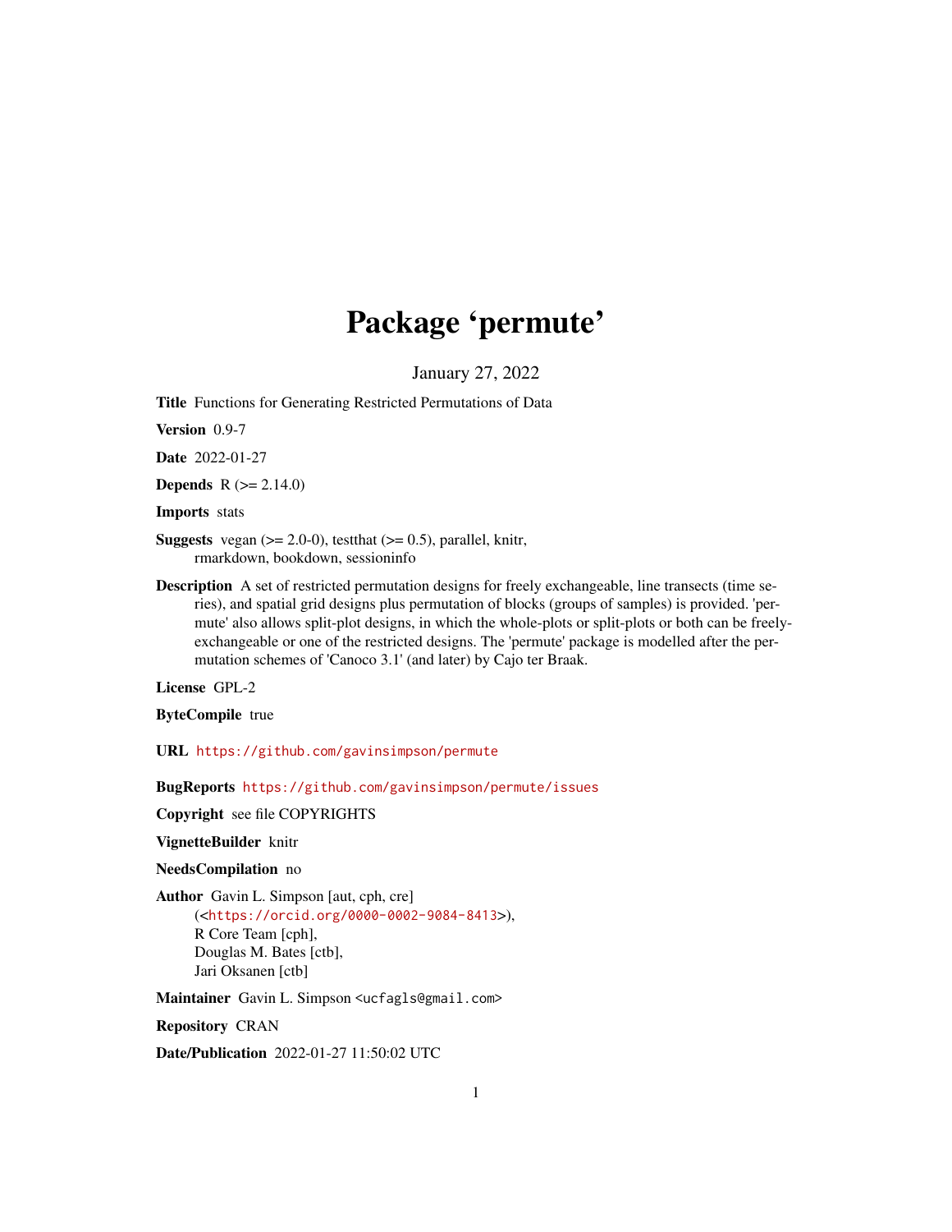# Package 'permute'

January 27, 2022

**Title** Functions for Generating Restricted Permutations of Data

**Version** 0.9-7

**Date** 2022-01-27

**Depends** R (>= 2.14.0)

**Imports** stats

**Suggests** vegan (>= 2.0-0), testthat (>= 0.5), parallel, knitr, rmarkdown, bookdown, sessioninfo

**Description** A set of restricted permutation designs for freely exchangeable, line transects (time series), and spatial grid designs plus permutation of blocks (groups of samples) is provided. 'permute' also allows split-plot designs, in which the whole-plots or split-plots or both can be freely-exchangeable or one of the restricted designs. The 'permute' package is modelled after the permutation schemes of 'Canoco 3.1' (and later) by Cajo ter Braak.

**License** GPL-2

**ByteCompile** true

**URL** https://github.com/gavinsimpson/permute

**BugReports** https://github.com/gavinsimpson/permute/issues

**Copyright** see file COPYRIGHTS

**VignetteBuilder** knitr

**NeedsCompilation** no

**Author** Gavin L. Simpson [aut, cph, cre] (<https://orcid.org/0000-0002-9084-8413>), R Core Team [cph], Douglas M. Bates [ctb], Jari Oksanen [ctb]

**Maintainer** Gavin L. Simpson <ucfagls@gmail.com>

**Repository** CRAN

**Date/Publication** 2022-01-27 11:50:02 UTC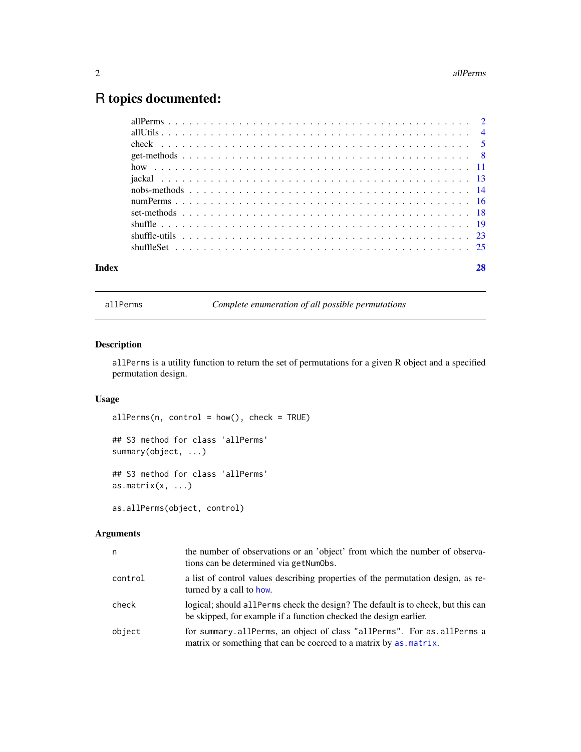# R topics documented:

| | |
|---|---|
| allPerms | 2 |
| allUtils | 4 |
| check | 5 |
| get-methods | 8 |
| how | 11 |
| jackal | 13 |
| nobs-methods | 14 |
| numPerms | 16 |
| set-methods | 18 |
| shuffle | 19 |
| shuffle-utils | 23 |
| shuffleSet | 25 |
| **Index** | **28** |

---

`allPerms` — *Complete enumeration of all possible permutations*

---

## Description

`allPerms` is a utility function to return the set of permutations for a given R object and a specified permutation design.

## Usage

```
allPerms(n, control = how(), check = TRUE)

## S3 method for class 'allPerms'
summary(object, ...)

## S3 method for class 'allPerms'
as.matrix(x, ...)

as.allPerms(object, control)
```

## Arguments

| | |
|---|---|
| `n` | the number of observations or an 'object' from which the number of observations can be determined via `getNumObs`. |
| `control` | a list of control values describing properties of the permutation design, as returned by a call to `how`. |
| `check` | logical; should `allPerms` check the design? The default is to check, but this can be skipped, for example if a function checked the design earlier. |
| `object` | for `summary.allPerms`, an object of class `"allPerms"`. For `as.allPerms` a matrix or something that can be coerced to a matrix by `as.matrix`. |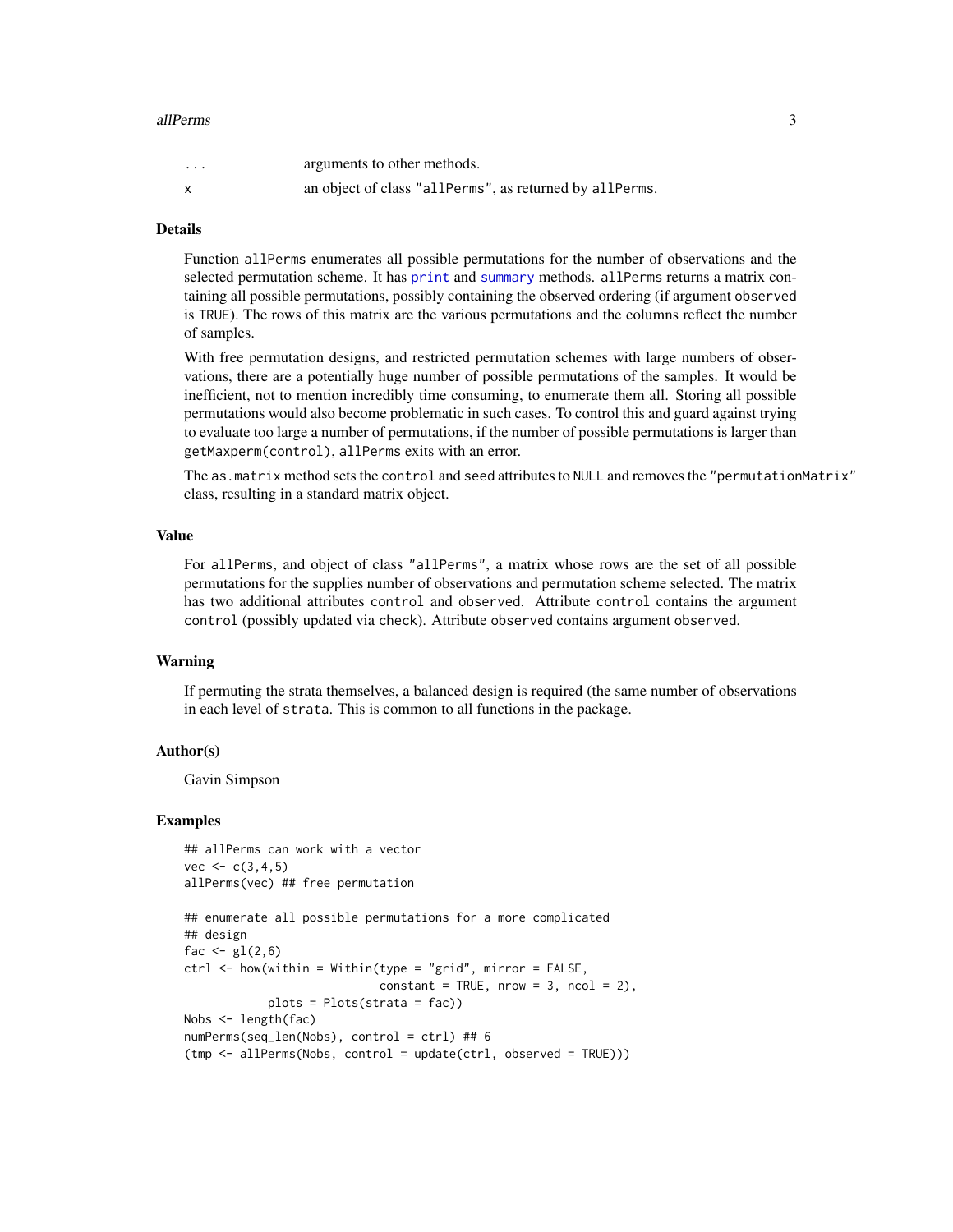| | |
|---|---|
| ... | arguments to other methods. |
| x | an object of class "allPerms", as returned by allPerms. |

## Details

Function allPerms enumerates all possible permutations for the number of observations and the selected permutation scheme. It has print and summary methods. allPerms returns a matrix containing all possible permutations, possibly containing the observed ordering (if argument observed is TRUE). The rows of this matrix are the various permutations and the columns reflect the number of samples.

With free permutation designs, and restricted permutation schemes with large numbers of observations, there are a potentially huge number of possible permutations of the samples. It would be inefficient, not to mention incredibly time consuming, to enumerate them all. Storing all possible permutations would also become problematic in such cases. To control this and guard against trying to evaluate too large a number of permutations, if the number of possible permutations is larger than getMaxperm(control), allPerms exits with an error.

The as.matrix method sets the control and seed attributes to NULL and removes the "permutationMatrix" class, resulting in a standard matrix object.

## Value

For allPerms, and object of class "allPerms", a matrix whose rows are the set of all possible permutations for the supplies number of observations and permutation scheme selected. The matrix has two additional attributes control and observed. Attribute control contains the argument control (possibly updated via check). Attribute observed contains argument observed.

## Warning

If permuting the strata themselves, a balanced design is required (the same number of observations in each level of strata. This is common to all functions in the package.

## Author(s)

Gavin Simpson

## Examples

```
## allPerms can work with a vector
vec <- c(3,4,5)
allPerms(vec) ## free permutation

## enumerate all possible permutations for a more complicated
## design
fac <- gl(2,6)
ctrl <- how(within = Within(type = "grid", mirror = FALSE,
                            constant = TRUE, nrow = 3, ncol = 2),
            plots = Plots(strata = fac))
Nobs <- length(fac)
numPerms(seq_len(Nobs), control = ctrl) ## 6
(tmp <- allPerms(Nobs, control = update(ctrl, observed = TRUE)))
```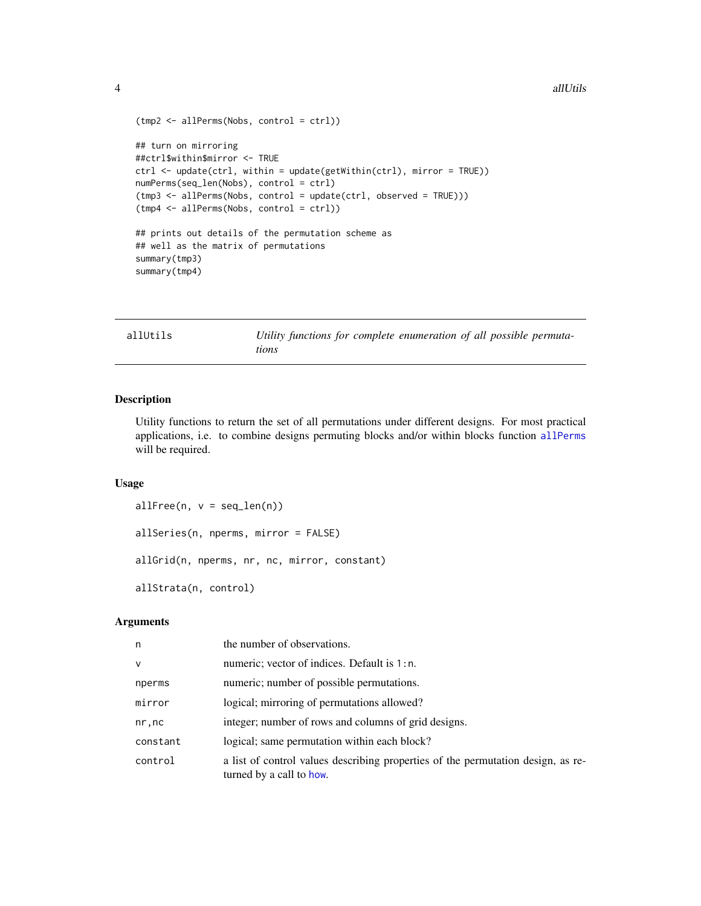```
(tmp2 <- allPerms(Nobs, control = ctrl))

## turn on mirroring
##ctrl$within$mirror <- TRUE
ctrl <- update(ctrl, within = update(getWithin(ctrl), mirror = TRUE))
numPerms(seq_len(Nobs), control = ctrl)
(tmp3 <- allPerms(Nobs, control = update(ctrl, observed = TRUE)))
(tmp4 <- allPerms(Nobs, control = ctrl))

## prints out details of the permutation scheme as
## well as the matrix of permutations
summary(tmp3)
summary(tmp4)
```

---

## allUtils — *Utility functions for complete enumeration of all possible permutations*

---

### Description

Utility functions to return the set of all permutations under different designs. For most practical applications, i.e. to combine designs permuting blocks and/or within blocks function allPerms will be required.

### Usage

```
allFree(n, v = seq_len(n))

allSeries(n, nperms, mirror = FALSE)

allGrid(n, nperms, nr, nc, mirror, constant)

allStrata(n, control)
```

### Arguments

| | |
|---|---|
| n | the number of observations. |
| v | numeric; vector of indices. Default is 1:n. |
| nperms | numeric; number of possible permutations. |
| mirror | logical; mirroring of permutations allowed? |
| nr,nc | integer; number of rows and columns of grid designs. |
| constant | logical; same permutation within each block? |
| control | a list of control values describing properties of the permutation design, as returned by a call to how. |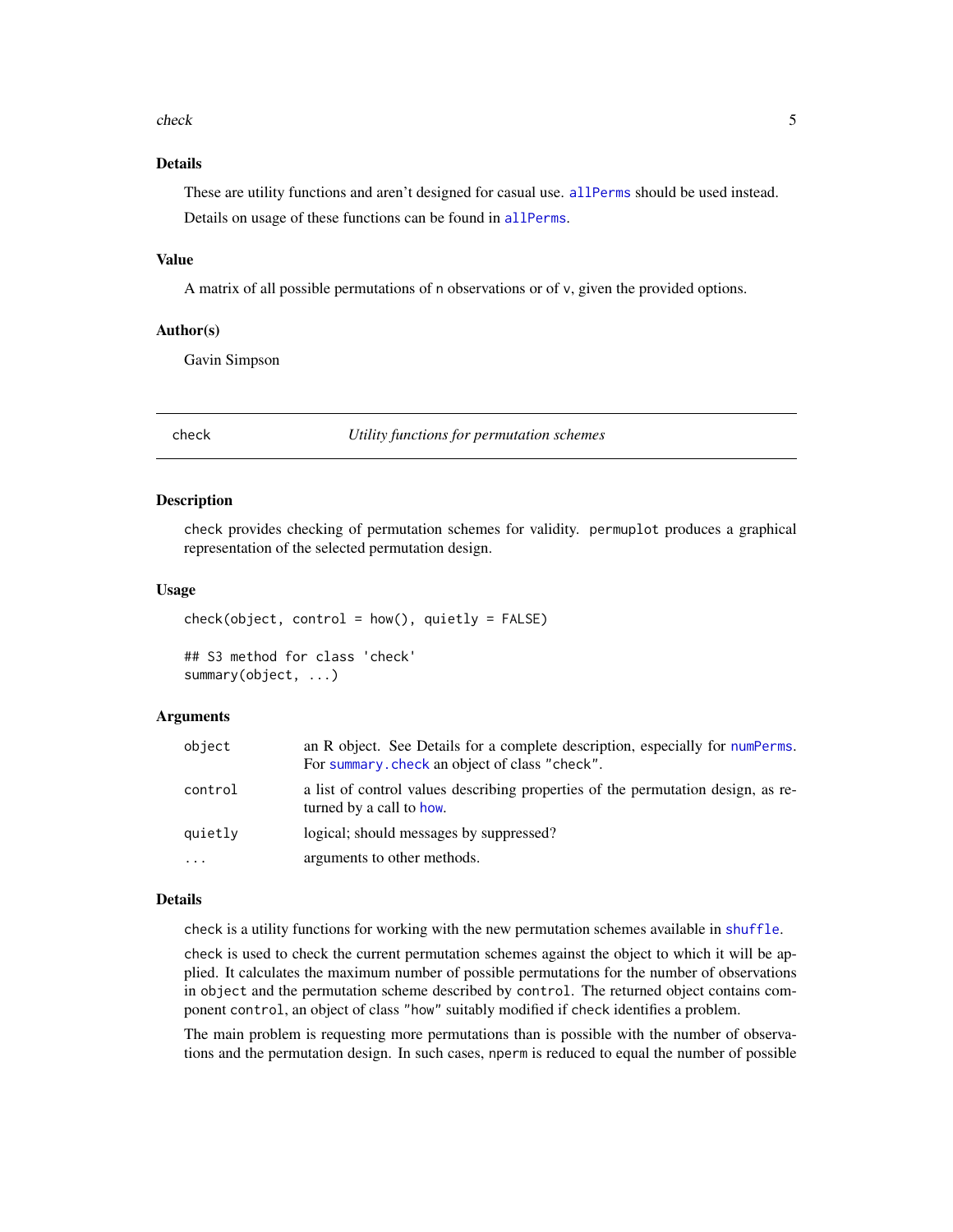## Details

These are utility functions and aren't designed for casual use. `allPerms` should be used instead.

Details on usage of these functions can be found in `allPerms`.

## Value

A matrix of all possible permutations of `n` observations or of `v`, given the provided options.

## Author(s)

Gavin Simpson

---

# check — *Utility functions for permutation schemes*

---

## Description

`check` provides checking of permutation schemes for validity. `permuplot` produces a graphical representation of the selected permutation design.

## Usage

```
check(object, control = how(), quietly = FALSE)

## S3 method for class 'check'
summary(object, ...)
```

## Arguments

| | |
|---|---|
| `object` | an R object. See Details for a complete description, especially for `numPerms`. For `summary.check` an object of class `"check"`. |
| `control` | a list of control values describing properties of the permutation design, as returned by a call to `how`. |
| `quietly` | logical; should messages by suppressed? |
| `...` | arguments to other methods. |

## Details

`check` is a utility functions for working with the new permutation schemes available in `shuffle`.

`check` is used to check the current permutation schemes against the object to which it will be applied. It calculates the maximum number of possible permutations for the number of observations in `object` and the permutation scheme described by `control`. The returned object contains component `control`, an object of class `"how"` suitably modified if `check` identifies a problem.

The main problem is requesting more permutations than is possible with the number of observations and the permutation design. In such cases, `nperm` is reduced to equal the number of possible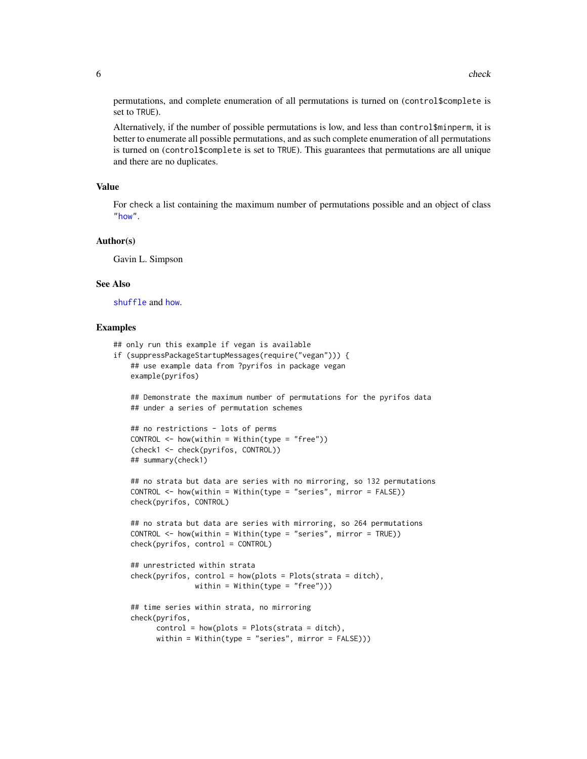permutations, and complete enumeration of all permutations is turned on (`control$complete` is set to `TRUE`).

Alternatively, if the number of possible permutations is low, and less than `control$minperm`, it is better to enumerate all possible permutations, and as such complete enumeration of all permutations is turned on (`control$complete` is set to `TRUE`). This guarantees that permutations are all unique and there are no duplicates.

## Value

For `check` a list containing the maximum number of permutations possible and an object of class "`how`".

## Author(s)

Gavin L. Simpson

## See Also

`shuffle` and `how`.

## Examples

```
## only run this example if vegan is available
if (suppressPackageStartupMessages(require("vegan"))) {
    ## use example data from ?pyrifos in package vegan
    example(pyrifos)

    ## Demonstrate the maximum number of permutations for the pyrifos data
    ## under a series of permutation schemes

    ## no restrictions - lots of perms
    CONTROL <- how(within = Within(type = "free"))
    (check1 <- check(pyrifos, CONTROL))
    ## summary(check1)

    ## no strata but data are series with no mirroring, so 132 permutations
    CONTROL <- how(within = Within(type = "series", mirror = FALSE))
    check(pyrifos, CONTROL)

    ## no strata but data are series with mirroring, so 264 permutations
    CONTROL <- how(within = Within(type = "series", mirror = TRUE))
    check(pyrifos, control = CONTROL)

    ## unrestricted within strata
    check(pyrifos, control = how(plots = Plots(strata = ditch),
                  within = Within(type = "free")))

    ## time series within strata, no mirroring
    check(pyrifos,
          control = how(plots = Plots(strata = ditch),
          within = Within(type = "series", mirror = FALSE)))
```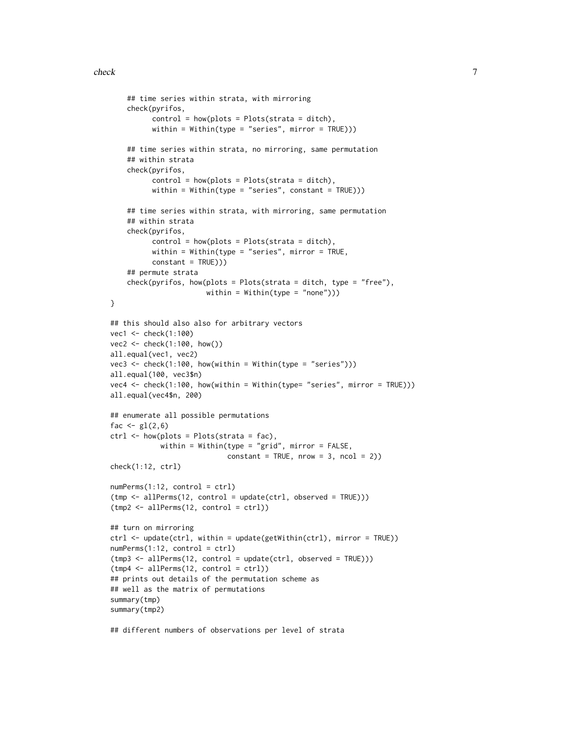```
    ## time series within strata, with mirroring
    check(pyrifos,
          control = how(plots = Plots(strata = ditch),
          within = Within(type = "series", mirror = TRUE)))

    ## time series within strata, no mirroring, same permutation
    ## within strata
    check(pyrifos,
          control = how(plots = Plots(strata = ditch),
          within = Within(type = "series", constant = TRUE)))

    ## time series within strata, with mirroring, same permutation
    ## within strata
    check(pyrifos,
          control = how(plots = Plots(strata = ditch),
          within = Within(type = "series", mirror = TRUE,
          constant = TRUE)))
    ## permute strata
    check(pyrifos, how(plots = Plots(strata = ditch, type = "free"),
                       within = Within(type = "none")))
}

## this should also also for arbitrary vectors
vec1 <- check(1:100)
vec2 <- check(1:100, how())
all.equal(vec1, vec2)
vec3 <- check(1:100, how(within = Within(type = "series")))
all.equal(100, vec3$n)
vec4 <- check(1:100, how(within = Within(type= "series", mirror = TRUE)))
all.equal(vec4$n, 200)

## enumerate all possible permutations
fac <- gl(2,6)
ctrl <- how(plots = Plots(strata = fac),
            within = Within(type = "grid", mirror = FALSE,
                            constant = TRUE, nrow = 3, ncol = 2))
check(1:12, ctrl)

numPerms(1:12, control = ctrl)
(tmp <- allPerms(12, control = update(ctrl, observed = TRUE)))
(tmp2 <- allPerms(12, control = ctrl))

## turn on mirroring
ctrl <- update(ctrl, within = update(getWithin(ctrl), mirror = TRUE))
numPerms(1:12, control = ctrl)
(tmp3 <- allPerms(12, control = update(ctrl, observed = TRUE)))
(tmp4 <- allPerms(12, control = ctrl))
## prints out details of the permutation scheme as
## well as the matrix of permutations
summary(tmp)
summary(tmp2)

## different numbers of observations per level of strata
```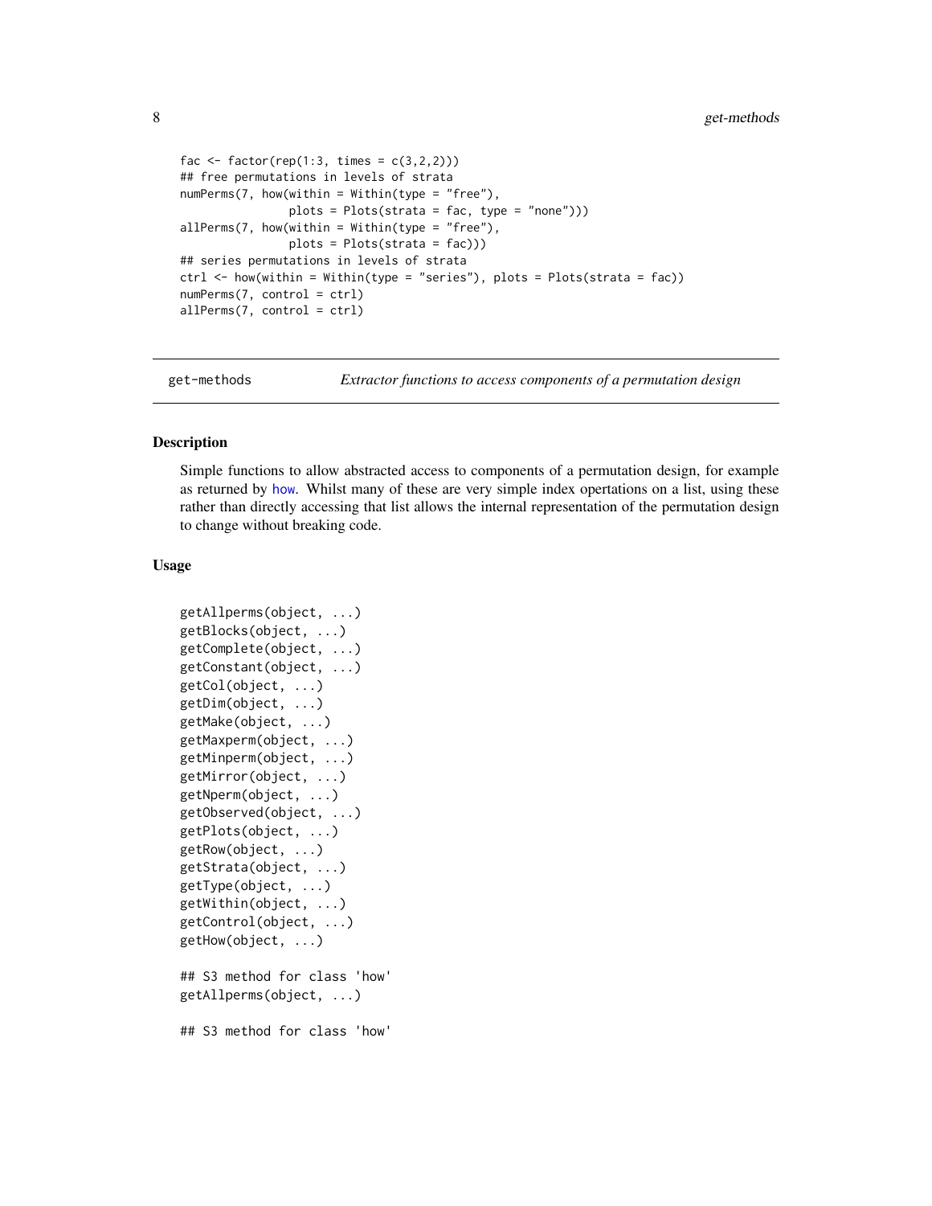```
fac <- factor(rep(1:3, times = c(3,2,2)))
## free permutations in levels of strata
numPerms(7, how(within = Within(type = "free"),
               plots = Plots(strata = fac, type = "none")))
allPerms(7, how(within = Within(type = "free"),
               plots = Plots(strata = fac)))
## series permutations in levels of strata
ctrl <- how(within = Within(type = "series"), plots = Plots(strata = fac))
numPerms(7, control = ctrl)
allPerms(7, control = ctrl)
```

---

get-methods — *Extractor functions to access components of a permutation design*

---

### Description

Simple functions to allow abstracted access to components of a permutation design, for example as returned by how. Whilst many of these are very simple index opertations on a list, using these rather than directly accessing that list allows the internal representation of the permutation design to change without breaking code.

### Usage

```
getAllperms(object, ...)
getBlocks(object, ...)
getComplete(object, ...)
getConstant(object, ...)
getCol(object, ...)
getDim(object, ...)
getMake(object, ...)
getMaxperm(object, ...)
getMinperm(object, ...)
getMirror(object, ...)
getNperm(object, ...)
getObserved(object, ...)
getPlots(object, ...)
getRow(object, ...)
getStrata(object, ...)
getType(object, ...)
getWithin(object, ...)
getControl(object, ...)
getHow(object, ...)

## S3 method for class 'how'
getAllperms(object, ...)

## S3 method for class 'how'
```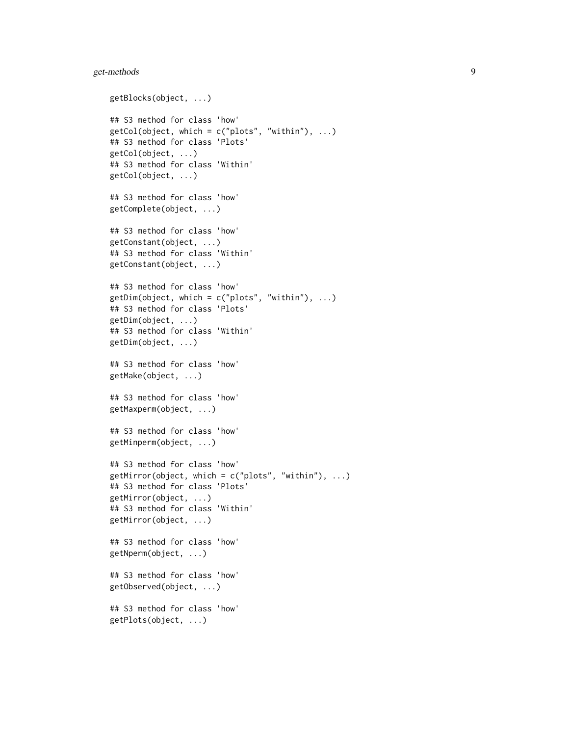```
getBlocks(object, ...)

## S3 method for class 'how'
getCol(object, which = c("plots", "within"), ...)
## S3 method for class 'Plots'
getCol(object, ...)
## S3 method for class 'Within'
getCol(object, ...)

## S3 method for class 'how'
getComplete(object, ...)

## S3 method for class 'how'
getConstant(object, ...)
## S3 method for class 'Within'
getConstant(object, ...)

## S3 method for class 'how'
getDim(object, which = c("plots", "within"), ...)
## S3 method for class 'Plots'
getDim(object, ...)
## S3 method for class 'Within'
getDim(object, ...)

## S3 method for class 'how'
getMake(object, ...)

## S3 method for class 'how'
getMaxperm(object, ...)

## S3 method for class 'how'
getMinperm(object, ...)

## S3 method for class 'how'
getMirror(object, which = c("plots", "within"), ...)
## S3 method for class 'Plots'
getMirror(object, ...)
## S3 method for class 'Within'
getMirror(object, ...)

## S3 method for class 'how'
getNperm(object, ...)

## S3 method for class 'how'
getObserved(object, ...)

## S3 method for class 'how'
getPlots(object, ...)
```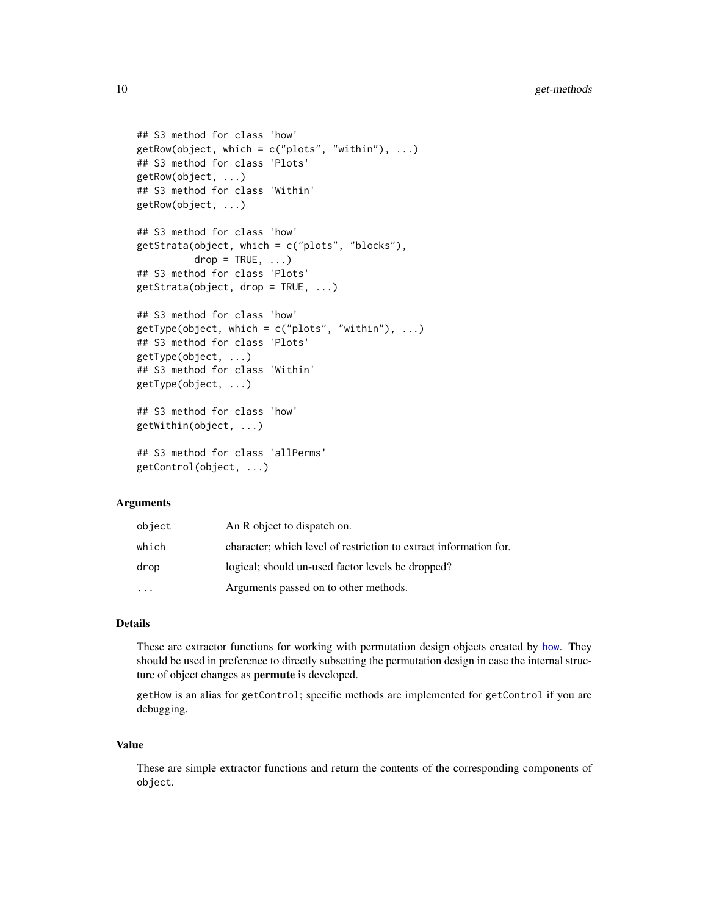```
## S3 method for class 'how'
getRow(object, which = c("plots", "within"), ...)
## S3 method for class 'Plots'
getRow(object, ...)
## S3 method for class 'Within'
getRow(object, ...)

## S3 method for class 'how'
getStrata(object, which = c("plots", "blocks"),
          drop = TRUE, ...)
## S3 method for class 'Plots'
getStrata(object, drop = TRUE, ...)

## S3 method for class 'how'
getType(object, which = c("plots", "within"), ...)
## S3 method for class 'Plots'
getType(object, ...)
## S3 method for class 'Within'
getType(object, ...)

## S3 method for class 'how'
getWithin(object, ...)

## S3 method for class 'allPerms'
getControl(object, ...)
```

### Arguments

| | |
|---|---|
| `object` | An R object to dispatch on. |
| `which` | character; which level of restriction to extract information for. |
| `drop` | logical; should un-used factor levels be dropped? |
| `...` | Arguments passed on to other methods. |

### Details

These are extractor functions for working with permutation design objects created by how. They should be used in preference to directly subsetting the permutation design in case the internal structure of object changes as **permute** is developed.

`getHow` is an alias for `getControl`; specific methods are implemented for `getControl` if you are debugging.

### Value

These are simple extractor functions and return the contents of the corresponding components of `object`.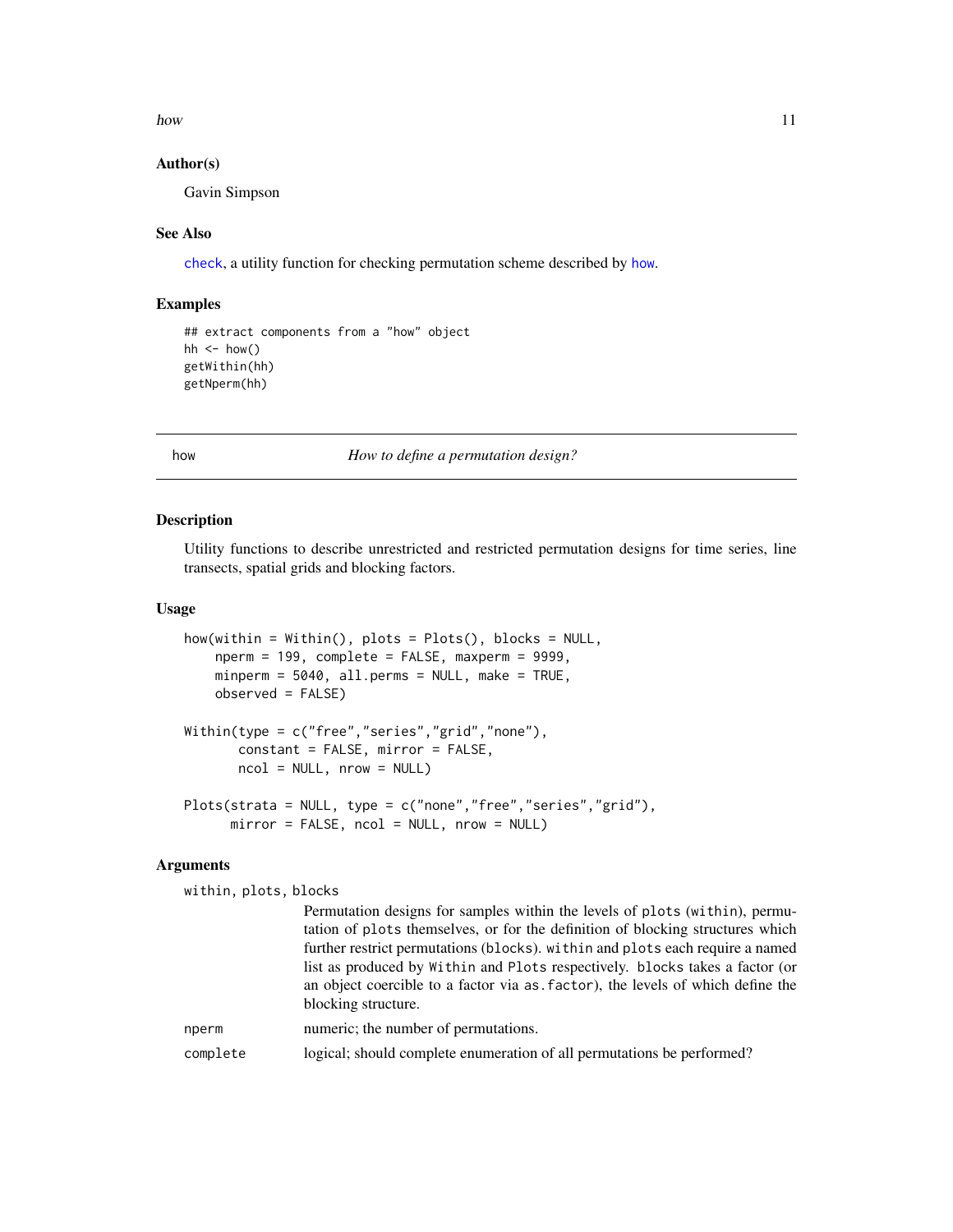### Author(s)

Gavin Simpson

### See Also

check, a utility function for checking permutation scheme described by how.

### Examples

```
## extract components from a "how" object
hh <- how()
getWithin(hh)
getNperm(hh)
```

---

## how — *How to define a permutation design?*

---

### Description

Utility functions to describe unrestricted and restricted permutation designs for time series, line transects, spatial grids and blocking factors.

### Usage

```
how(within = Within(), plots = Plots(), blocks = NULL,
    nperm = 199, complete = FALSE, maxperm = 9999,
    minperm = 5040, all.perms = NULL, make = TRUE,
    observed = FALSE)

Within(type = c("free","series","grid","none"),
       constant = FALSE, mirror = FALSE,
       ncol = NULL, nrow = NULL)

Plots(strata = NULL, type = c("none","free","series","grid"),
      mirror = FALSE, ncol = NULL, nrow = NULL)
```

### Arguments

`within, plots, blocks`
: Permutation designs for samples within the levels of `plots` (`within`), permutation of `plots` themselves, or for the definition of blocking structures which further restrict permutations (`blocks`). `within` and `plots` each require a named list as produced by `Within` and `Plots` respectively. `blocks` takes a factor (or an object coercible to a factor via `as.factor`), the levels of which define the blocking structure.

`nperm`
: numeric; the number of permutations.

`complete`
: logical; should complete enumeration of all permutations be performed?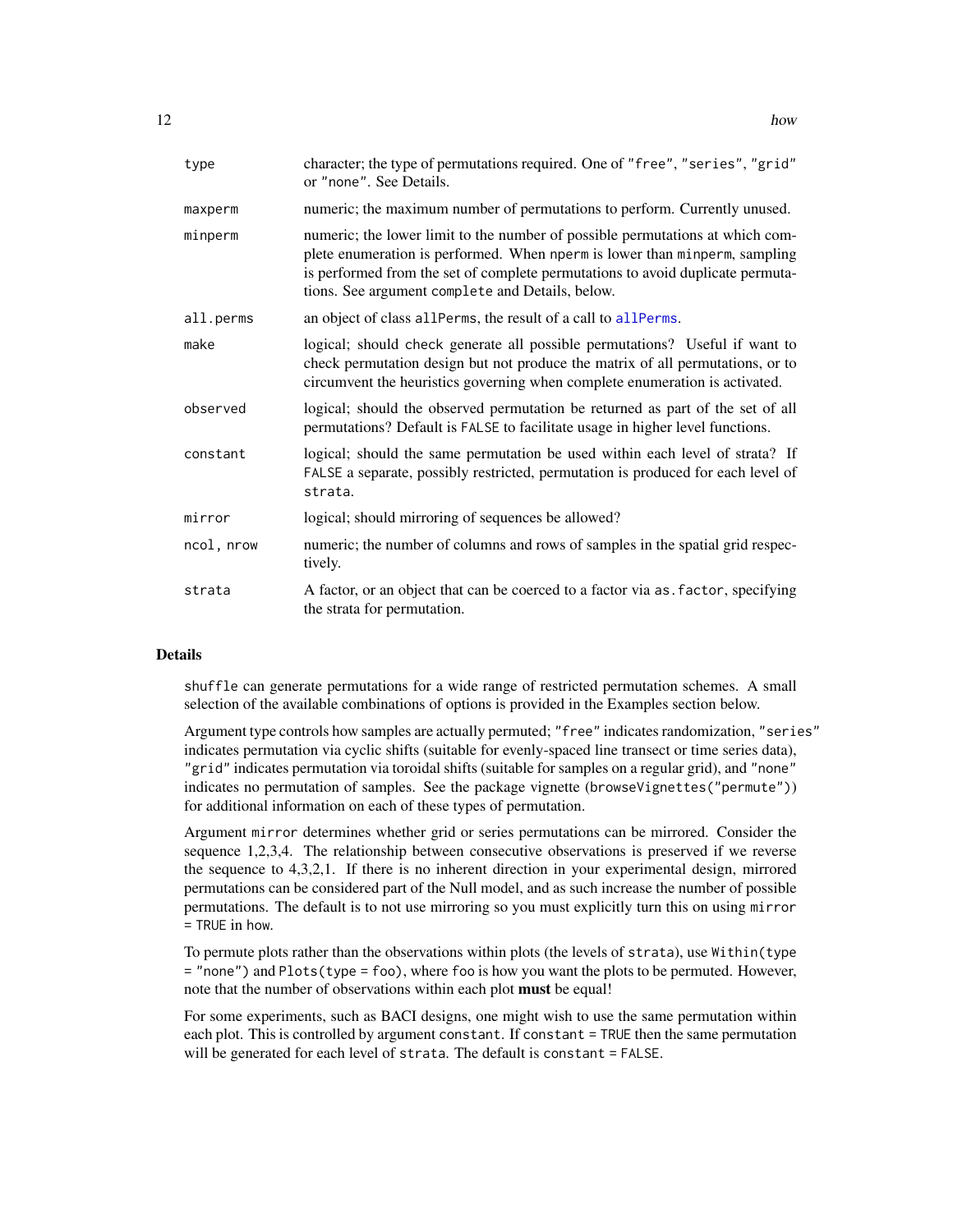| | |
|---|---|
| `type` | character; the type of permutations required. One of `"free"`, `"series"`, `"grid"` or `"none"`. See Details. |
| `maxperm` | numeric; the maximum number of permutations to perform. Currently unused. |
| `minperm` | numeric; the lower limit to the number of possible permutations at which complete enumeration is performed. When `nperm` is lower than `minperm`, sampling is performed from the set of complete permutations to avoid duplicate permutations. See argument `complete` and Details, below. |
| `all.perms` | an object of class `allPerms`, the result of a call to `allPerms`. |
| `make` | logical; should check generate all possible permutations? Useful if want to check permutation design but not produce the matrix of all permutations, or to circumvent the heuristics governing when complete enumeration is activated. |
| `observed` | logical; should the observed permutation be returned as part of the set of all permutations? Default is `FALSE` to facilitate usage in higher level functions. |
| `constant` | logical; should the same permutation be used within each level of strata? If `FALSE` a separate, possibly restricted, permutation is produced for each level of `strata`. |
| `mirror` | logical; should mirroring of sequences be allowed? |
| `ncol, nrow` | numeric; the number of columns and rows of samples in the spatial grid respectively. |
| `strata` | A factor, or an object that can be coerced to a factor via `as.factor`, specifying the strata for permutation. |

## Details

`shuffle` can generate permutations for a wide range of restricted permutation schemes. A small selection of the available combinations of options is provided in the Examples section below.

Argument type controls how samples are actually permuted; `"free"` indicates randomization, `"series"` indicates permutation via cyclic shifts (suitable for evenly-spaced line transect or time series data), `"grid"` indicates permutation via toroidal shifts (suitable for samples on a regular grid), and `"none"` indicates no permutation of samples. See the package vignette (`browseVignettes("permute")`) for additional information on each of these types of permutation.

Argument `mirror` determines whether grid or series permutations can be mirrored. Consider the sequence 1,2,3,4. The relationship between consecutive observations is preserved if we reverse the sequence to 4,3,2,1. If there is no inherent direction in your experimental design, mirrored permutations can be considered part of the Null model, and as such increase the number of possible permutations. The default is to not use mirroring so you must explicitly turn this on using `mirror = TRUE` in `how`.

To permute plots rather than the observations within plots (the levels of `strata`), use `Within(type = "none")` and `Plots(type = foo)`, where `foo` is how you want the plots to be permuted. However, note that the number of observations within each plot **must** be equal!

For some experiments, such as BACI designs, one might wish to use the same permutation within each plot. This is controlled by argument `constant`. If `constant = TRUE` then the same permutation will be generated for each level of `strata`. The default is `constant = FALSE`.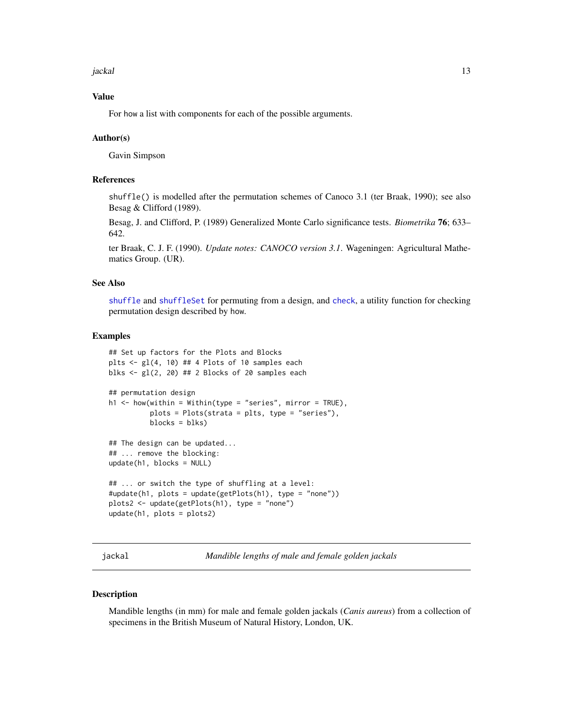### Value

For how a list with components for each of the possible arguments.

### Author(s)

Gavin Simpson

### References

shuffle() is modelled after the permutation schemes of Canoco 3.1 (ter Braak, 1990); see also Besag & Clifford (1989).

Besag, J. and Clifford, P. (1989) Generalized Monte Carlo significance tests. *Biometrika* **76**; 633–642.

ter Braak, C. J. F. (1990). *Update notes: CANOCO version 3.1*. Wageningen: Agricultural Mathematics Group. (UR).

### See Also

shuffle and shuffleSet for permuting from a design, and check, a utility function for checking permutation design described by how.

### Examples

```
## Set up factors for the Plots and Blocks
plts <- gl(4, 10) ## 4 Plots of 10 samples each
blks <- gl(2, 20) ## 2 Blocks of 20 samples each

## permutation design
h1 <- how(within = Within(type = "series", mirror = TRUE),
          plots = Plots(strata = plts, type = "series"),
          blocks = blks)

## The design can be updated...
## ... remove the blocking:
update(h1, blocks = NULL)

## ... or switch the type of shuffling at a level:
#update(h1, plots = update(getPlots(h1), type = "none"))
plots2 <- update(getPlots(h1), type = "none")
update(h1, plots = plots2)
```

---

## jackal — *Mandible lengths of male and female golden jackals*

### Description

Mandible lengths (in mm) for male and female golden jackals (*Canis aureus*) from a collection of specimens in the British Museum of Natural History, London, UK.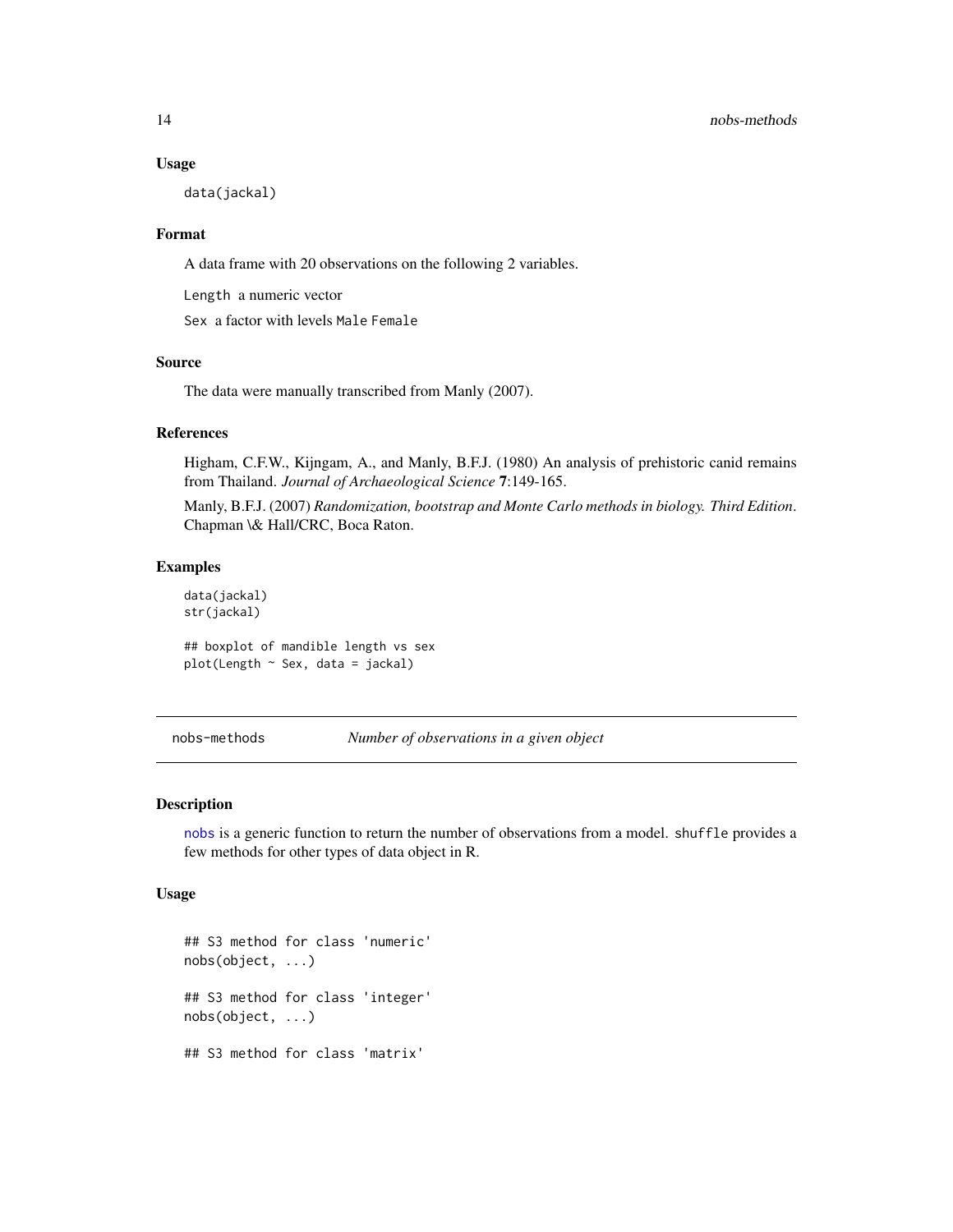### Usage

```
data(jackal)
```

### Format

A data frame with 20 observations on the following 2 variables.

`Length` a numeric vector

`Sex` a factor with levels `Male` `Female`

### Source

The data were manually transcribed from Manly (2007).

### References

Higham, C.F.W., Kijngam, A., and Manly, B.F.J. (1980) An analysis of prehistoric canid remains from Thailand. *Journal of Archaeological Science* **7**:149-165.

Manly, B.F.J. (2007) *Randomization, bootstrap and Monte Carlo methods in biology. Third Edition*. Chapman \& Hall/CRC, Boca Raton.

### Examples

```
data(jackal)
str(jackal)

## boxplot of mandible length vs sex
plot(Length ~ Sex, data = jackal)
```

---

## nobs-methods *Number of observations in a given object*

### Description

`nobs` is a generic function to return the number of observations from a model. `shuffle` provides a few methods for other types of data object in R.

### Usage

```
## S3 method for class 'numeric'
nobs(object, ...)

## S3 method for class 'integer'
nobs(object, ...)

## S3 method for class 'matrix'
```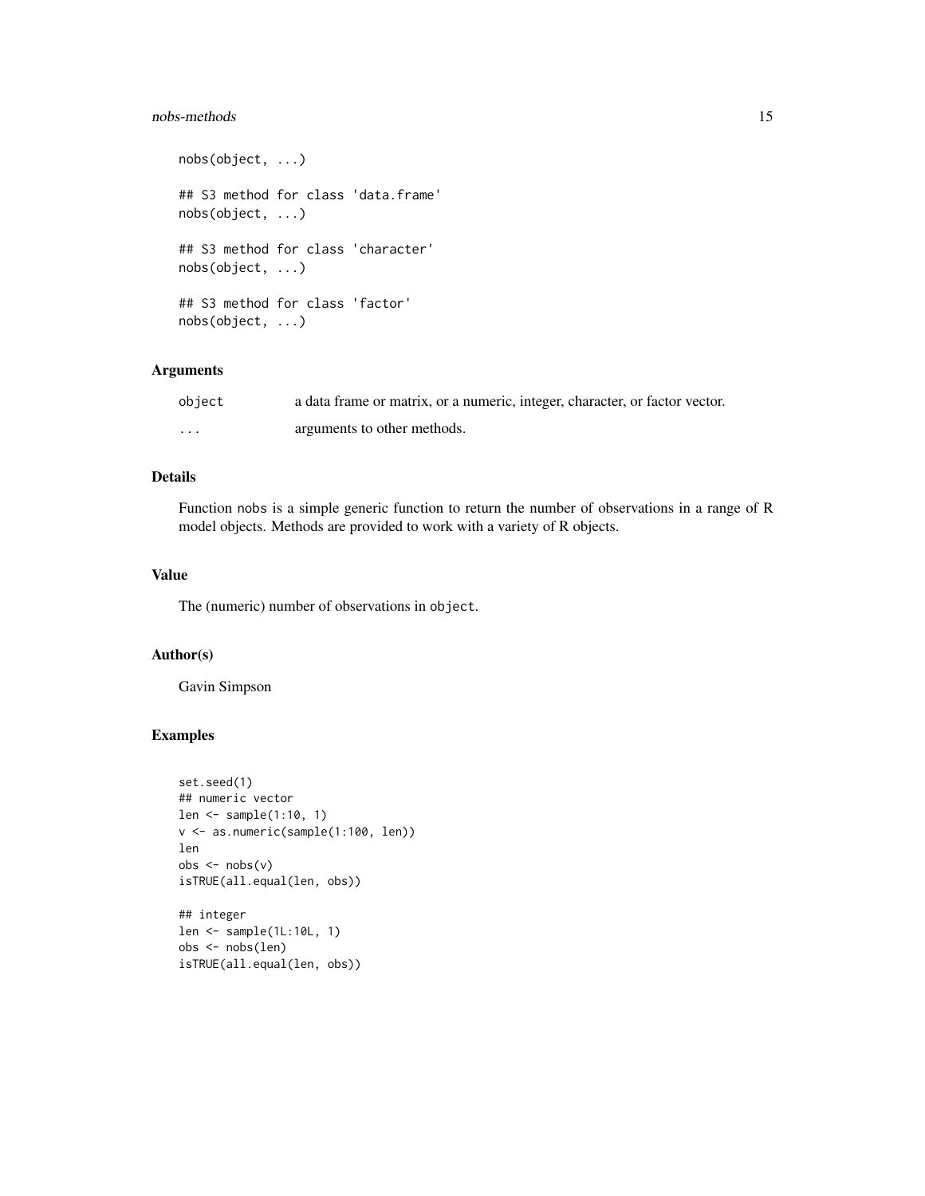```
nobs(object, ...)

## S3 method for class 'data.frame'
nobs(object, ...)

## S3 method for class 'character'
nobs(object, ...)

## S3 method for class 'factor'
nobs(object, ...)
```

## Arguments

| | |
|---|---|
| `object` | a data frame or matrix, or a numeric, integer, character, or factor vector. |
| `...` | arguments to other methods. |

## Details

Function nobs is a simple generic function to return the number of observations in a range of R model objects. Methods are provided to work with a variety of R objects.

## Value

The (numeric) number of observations in `object`.

## Author(s)

Gavin Simpson

## Examples

```
set.seed(1)
## numeric vector
len <- sample(1:10, 1)
v <- as.numeric(sample(1:100, len))
len
obs <- nobs(v)
isTRUE(all.equal(len, obs))

## integer
len <- sample(1L:10L, 1)
obs <- nobs(len)
isTRUE(all.equal(len, obs))
```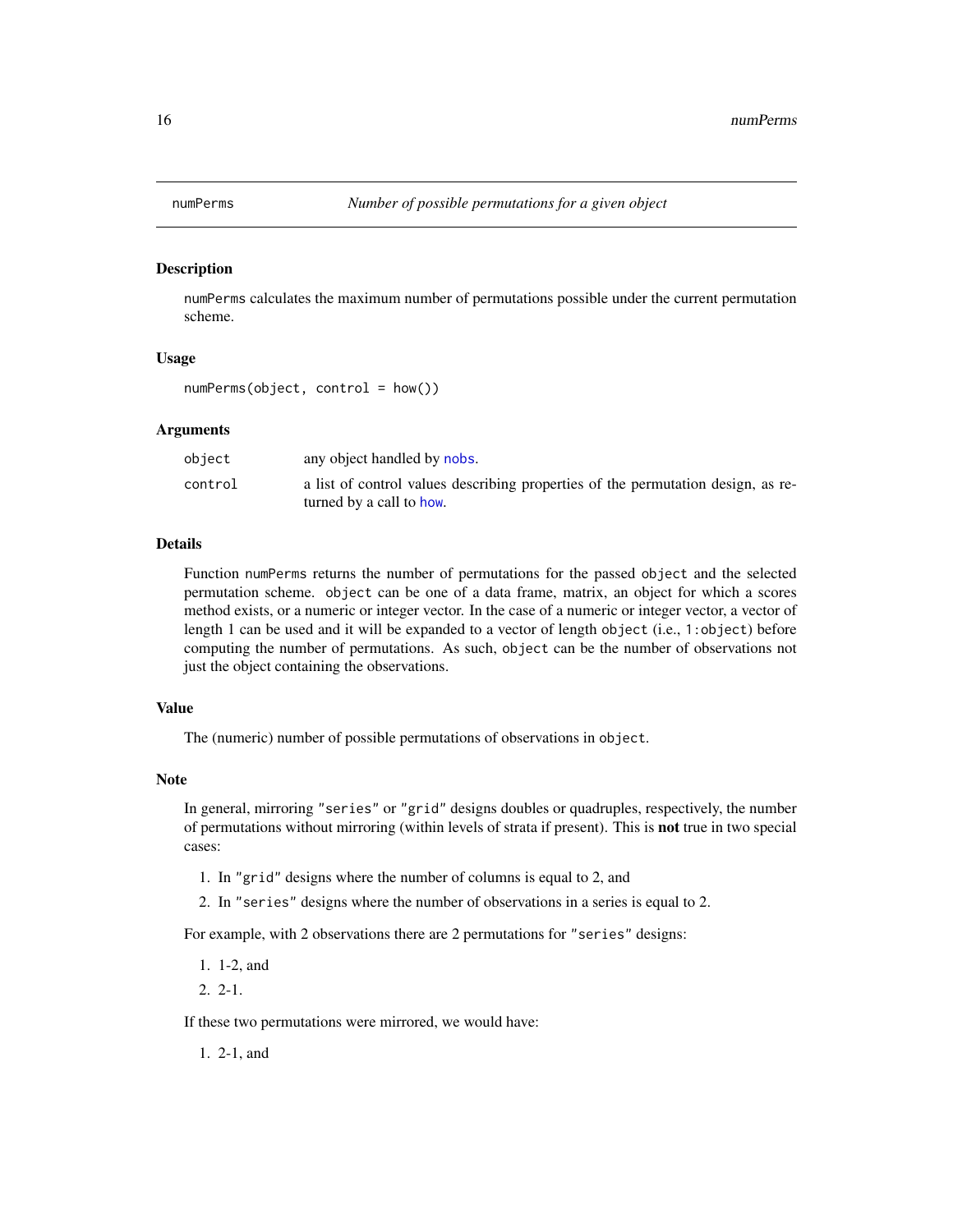## numPerms — *Number of possible permutations for a given object*

### Description

`numPerms` calculates the maximum number of permutations possible under the current permutation scheme.

### Usage

```
numPerms(object, control = how())
```

### Arguments

| | |
|---|---|
| `object` | any object handled by `nobs`. |
| `control` | a list of control values describing properties of the permutation design, as returned by a call to `how`. |

### Details

Function `numPerms` returns the number of permutations for the passed `object` and the selected permutation scheme. `object` can be one of a data frame, matrix, an object for which a scores method exists, or a numeric or integer vector. In the case of a numeric or integer vector, a vector of length 1 can be used and it will be expanded to a vector of length `object` (i.e., `1:object`) before computing the number of permutations. As such, `object` can be the number of observations not just the object containing the observations.

### Value

The (numeric) number of possible permutations of observations in `object`.

### Note

In general, mirroring `"series"` or `"grid"` designs doubles or quadruples, respectively, the number of permutations without mirroring (within levels of strata if present). This is **not** true in two special cases:

1. In `"grid"` designs where the number of columns is equal to 2, and
2. In `"series"` designs where the number of observations in a series is equal to 2.

For example, with 2 observations there are 2 permutations for `"series"` designs:

1. 1-2, and
2. 2-1.

If these two permutations were mirrored, we would have:

1. 2-1, and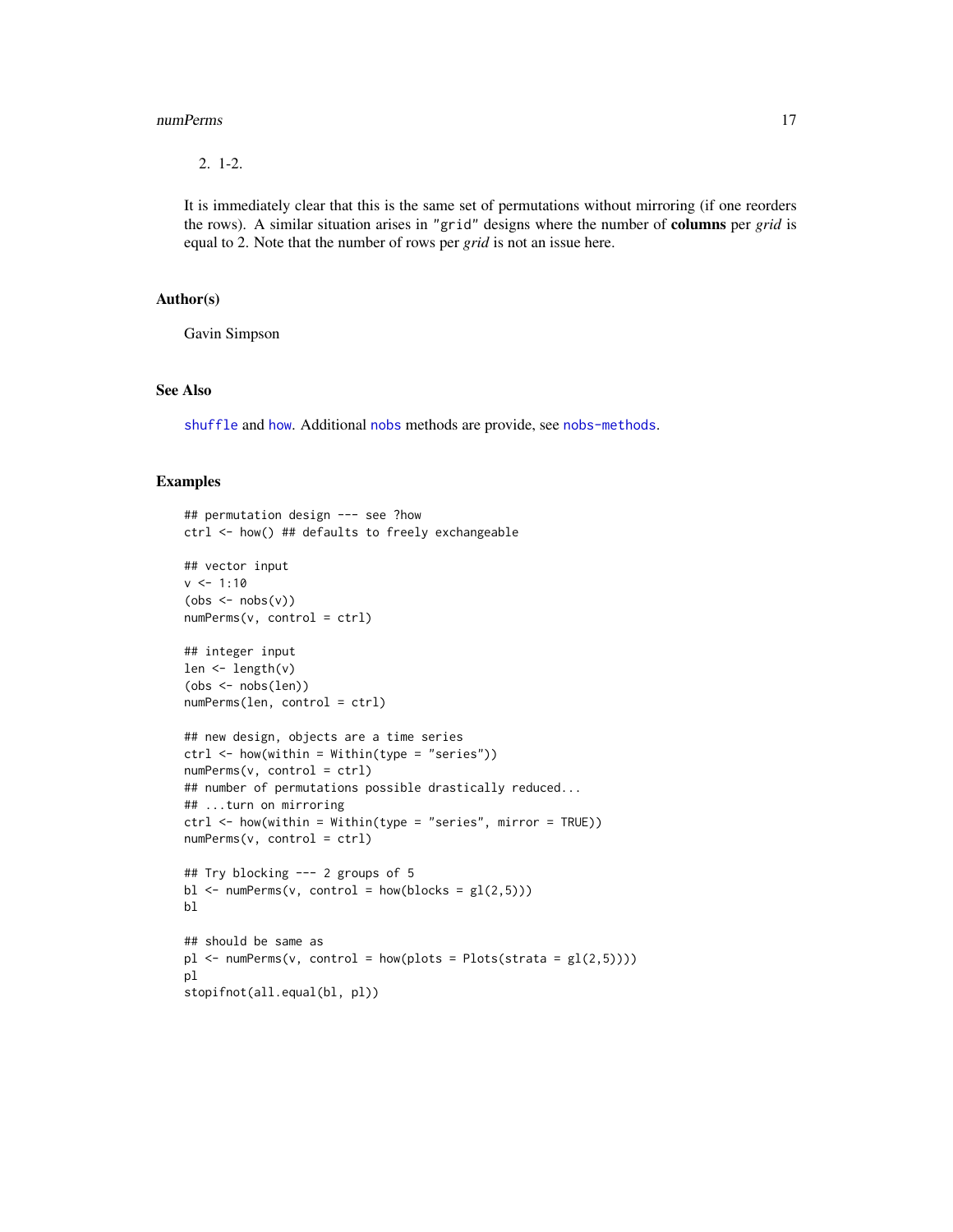2. 1-2.

It is immediately clear that this is the same set of permutations without mirroring (if one reorders the rows). A similar situation arises in "grid" designs where the number of **columns** per *grid* is equal to 2. Note that the number of rows per *grid* is not an issue here.

## Author(s)

Gavin Simpson

## See Also

shuffle and how. Additional nobs methods are provide, see nobs-methods.

## Examples

```
## permutation design --- see ?how
ctrl <- how() ## defaults to freely exchangeable

## vector input
v <- 1:10
(obs <- nobs(v))
numPerms(v, control = ctrl)

## integer input
len <- length(v)
(obs <- nobs(len))
numPerms(len, control = ctrl)

## new design, objects are a time series
ctrl <- how(within = Within(type = "series"))
numPerms(v, control = ctrl)
## number of permutations possible drastically reduced...
## ...turn on mirroring
ctrl <- how(within = Within(type = "series", mirror = TRUE))
numPerms(v, control = ctrl)

## Try blocking --- 2 groups of 5
bl <- numPerms(v, control = how(blocks = gl(2,5)))
bl

## should be same as
pl <- numPerms(v, control = how(plots = Plots(strata = gl(2,5))))
pl
stopifnot(all.equal(bl, pl))
```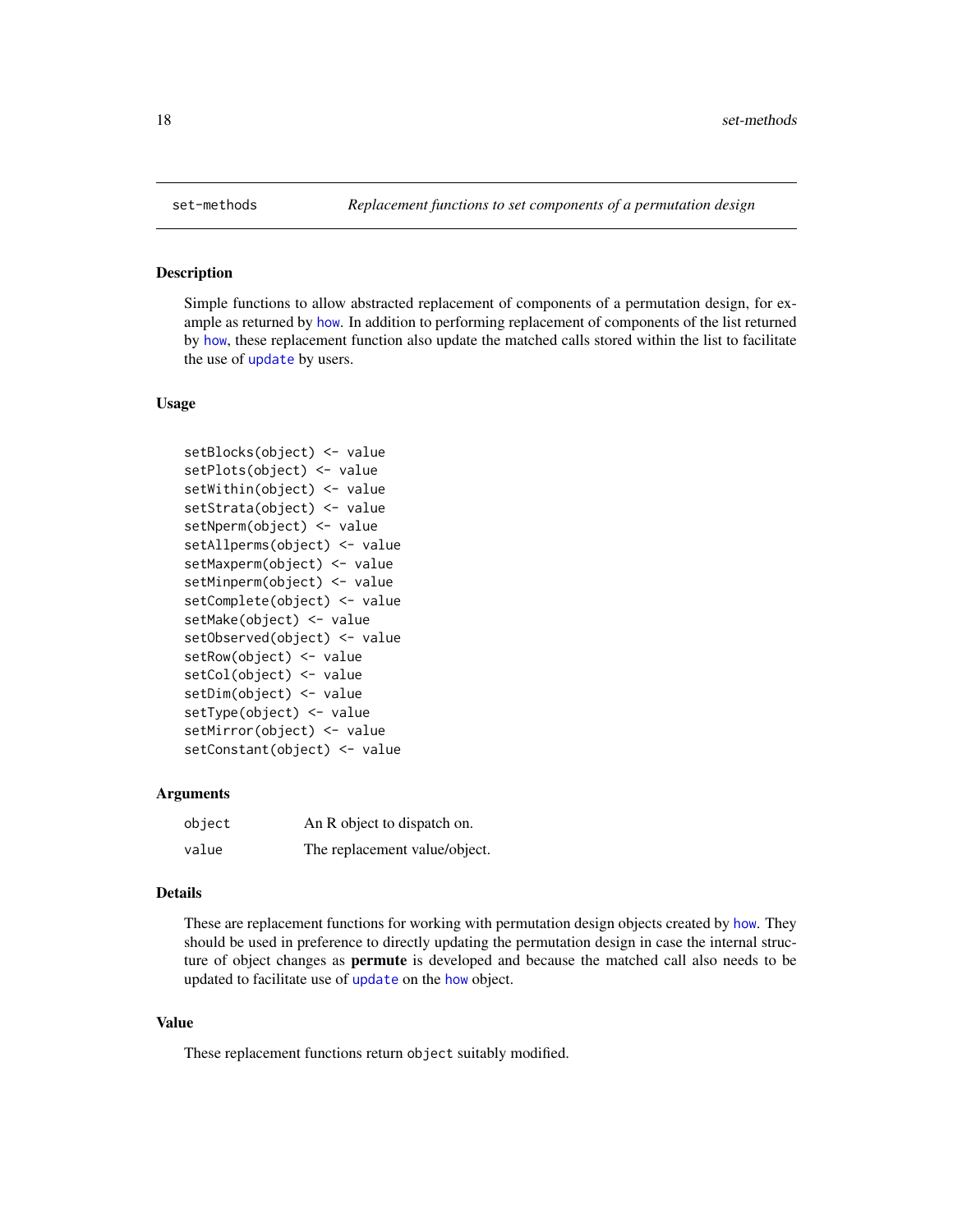set-methods *Replacement functions to set components of a permutation design*

## Description

Simple functions to allow abstracted replacement of components of a permutation design, for example as returned by how. In addition to performing replacement of components of the list returned by how, these replacement function also update the matched calls stored within the list to facilitate the use of update by users.

## Usage

```
setBlocks(object) <- value
setPlots(object) <- value
setWithin(object) <- value
setStrata(object) <- value
setNperm(object) <- value
setAllperms(object) <- value
setMaxperm(object) <- value
setMinperm(object) <- value
setComplete(object) <- value
setMake(object) <- value
setObserved(object) <- value
setRow(object) <- value
setCol(object) <- value
setDim(object) <- value
setType(object) <- value
setMirror(object) <- value
setConstant(object) <- value
```

## Arguments

| | |
|---|---|
| object | An R object to dispatch on. |
| value | The replacement value/object. |

## Details

These are replacement functions for working with permutation design objects created by how. They should be used in preference to directly updating the permutation design in case the internal structure of object changes as **permute** is developed and because the matched call also needs to be updated to facilitate use of update on the how object.

## Value

These replacement functions return `object` suitably modified.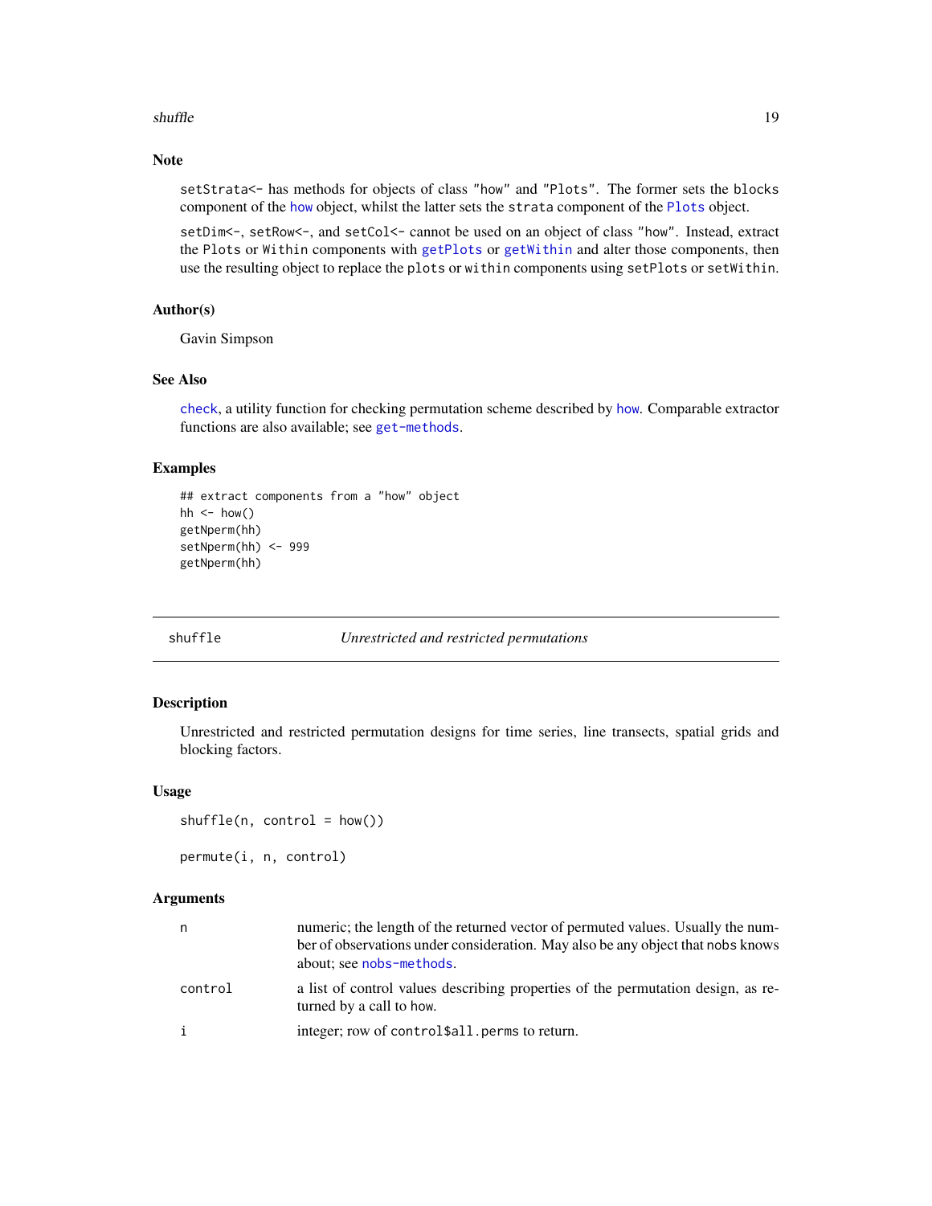### Note

`setStrata<-` has methods for objects of class "how" and "Plots". The former sets the `blocks` component of the `how` object, whilst the latter sets the `strata` component of the `Plots` object.

`setDim<-`, `setRow<-`, and `setCol<-` cannot be used on an object of class "how". Instead, extract the `Plots` or `Within` components with `getPlots` or `getWithin` and alter those components, then use the resulting object to replace the `plots` or `within` components using `setPlots` or `setWithin`.

### Author(s)

Gavin Simpson

### See Also

`check`, a utility function for checking permutation scheme described by `how`. Comparable extractor functions are also available; see `get-methods`.

### Examples

```
## extract components from a "how" object
hh <- how()
getNperm(hh)
setNperm(hh) <- 999
getNperm(hh)
```

---

## shuffle *Unrestricted and restricted permutations*

### Description

Unrestricted and restricted permutation designs for time series, line transects, spatial grids and blocking factors.

### Usage

```
shuffle(n, control = how())

permute(i, n, control)
```

### Arguments

| | |
|---|---|
| `n` | numeric; the length of the returned vector of permuted values. Usually the number of observations under consideration. May also be any object that `nobs` knows about; see `nobs-methods`. |
| `control` | a list of control values describing properties of the permutation design, as returned by a call to `how`. |
| `i` | integer; row of `control$all.perms` to return. |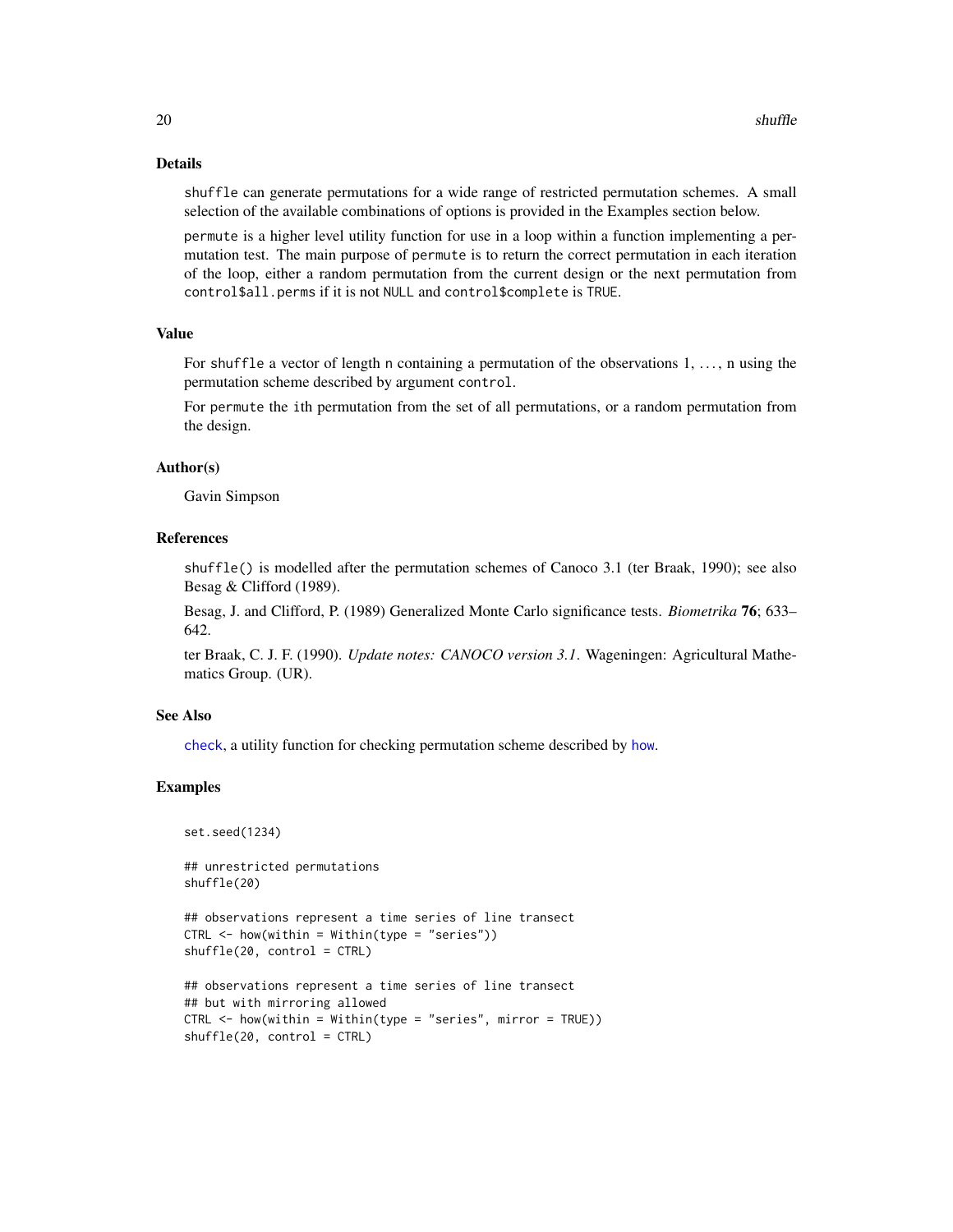## Details

`shuffle` can generate permutations for a wide range of restricted permutation schemes. A small selection of the available combinations of options is provided in the Examples section below.

`permute` is a higher level utility function for use in a loop within a function implementing a permutation test. The main purpose of `permute` is to return the correct permutation in each iteration of the loop, either a random permutation from the current design or the next permutation from `control$all.perms` if it is not `NULL` and `control$complete` is `TRUE`.

## Value

For `shuffle` a vector of length `n` containing a permutation of the observations 1, ..., n using the permutation scheme described by argument `control`.

For `permute` the `i`th permutation from the set of all permutations, or a random permutation from the design.

## Author(s)

Gavin Simpson

## References

`shuffle()` is modelled after the permutation schemes of Canoco 3.1 (ter Braak, 1990); see also Besag & Clifford (1989).

Besag, J. and Clifford, P. (1989) Generalized Monte Carlo significance tests. *Biometrika* **76**; 633–642.

ter Braak, C. J. F. (1990). *Update notes: CANOCO version 3.1*. Wageningen: Agricultural Mathematics Group. (UR).

## See Also

`check`, a utility function for checking permutation scheme described by `how`.

## Examples

```
set.seed(1234)

## unrestricted permutations
shuffle(20)

## observations represent a time series of line transect
CTRL <- how(within = Within(type = "series"))
shuffle(20, control = CTRL)

## observations represent a time series of line transect
## but with mirroring allowed
CTRL <- how(within = Within(type = "series", mirror = TRUE))
shuffle(20, control = CTRL)
```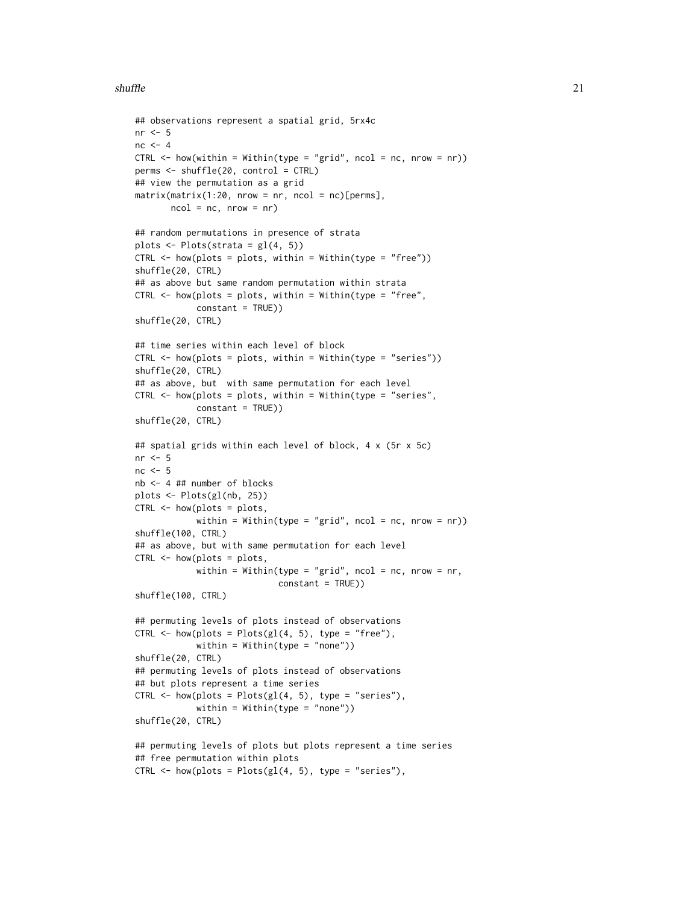```
## observations represent a spatial grid, 5rx4c
nr <- 5
nc <- 4
CTRL <- how(within = Within(type = "grid", ncol = nc, nrow = nr))
perms <- shuffle(20, control = CTRL)
## view the permutation as a grid
matrix(matrix(1:20, nrow = nr, ncol = nc)[perms],
       ncol = nc, nrow = nr)

## random permutations in presence of strata
plots <- Plots(strata = gl(4, 5))
CTRL <- how(plots = plots, within = Within(type = "free"))
shuffle(20, CTRL)
## as above but same random permutation within strata
CTRL <- how(plots = plots, within = Within(type = "free",
            constant = TRUE))
shuffle(20, CTRL)

## time series within each level of block
CTRL <- how(plots = plots, within = Within(type = "series"))
shuffle(20, CTRL)
## as above, but  with same permutation for each level
CTRL <- how(plots = plots, within = Within(type = "series",
            constant = TRUE))
shuffle(20, CTRL)

## spatial grids within each level of block, 4 x (5r x 5c)
nr <- 5
nc <- 5
nb <- 4 ## number of blocks
plots <- Plots(gl(nb, 25))
CTRL <- how(plots = plots,
            within = Within(type = "grid", ncol = nc, nrow = nr))
shuffle(100, CTRL)
## as above, but with same permutation for each level
CTRL <- how(plots = plots,
            within = Within(type = "grid", ncol = nc, nrow = nr,
                            constant = TRUE))
shuffle(100, CTRL)

## permuting levels of plots instead of observations
CTRL <- how(plots = Plots(gl(4, 5), type = "free"),
            within = Within(type = "none"))
shuffle(20, CTRL)
## permuting levels of plots instead of observations
## but plots represent a time series
CTRL <- how(plots = Plots(gl(4, 5), type = "series"),
            within = Within(type = "none"))
shuffle(20, CTRL)

## permuting levels of plots but plots represent a time series
## free permutation within plots
CTRL <- how(plots = Plots(gl(4, 5), type = "series"),
```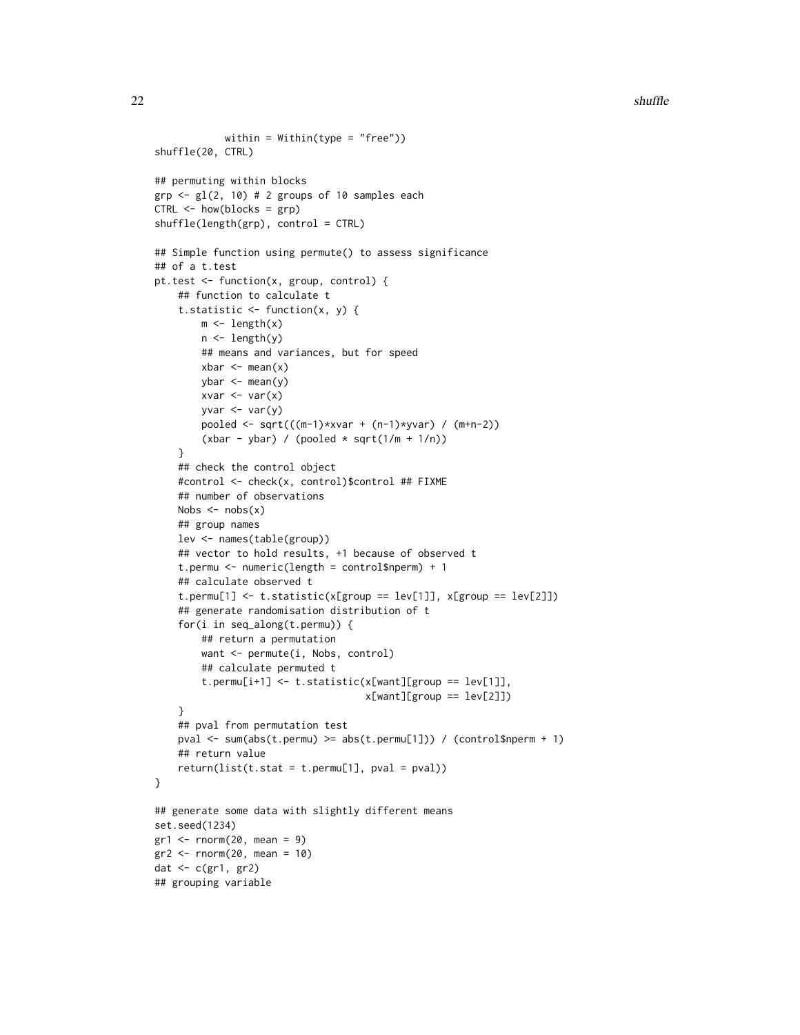```
            within = Within(type = "free"))
shuffle(20, CTRL)

## permuting within blocks
grp <- gl(2, 10) # 2 groups of 10 samples each
CTRL <- how(blocks = grp)
shuffle(length(grp), control = CTRL)

## Simple function using permute() to assess significance
## of a t.test
pt.test <- function(x, group, control) {
    ## function to calculate t
    t.statistic <- function(x, y) {
        m <- length(x)
        n <- length(y)
        ## means and variances, but for speed
        xbar <- mean(x)
        ybar <- mean(y)
        xvar <- var(x)
        yvar <- var(y)
        pooled <- sqrt(((m-1)*xvar + (n-1)*yvar) / (m+n-2))
        (xbar - ybar) / (pooled * sqrt(1/m + 1/n))
    }
    ## check the control object
    #control <- check(x, control)$control ## FIXME
    ## number of observations
    Nobs <- nobs(x)
    ## group names
    lev <- names(table(group))
    ## vector to hold results, +1 because of observed t
    t.permu <- numeric(length = control$nperm) + 1
    ## calculate observed t
    t.permu[1] <- t.statistic(x[group == lev[1]], x[group == lev[2]])
    ## generate randomisation distribution of t
    for(i in seq_along(t.permu)) {
        ## return a permutation
        want <- permute(i, Nobs, control)
        ## calculate permuted t
        t.permu[i+1] <- t.statistic(x[want][group == lev[1]],
                                    x[want][group == lev[2]])
    }
    ## pval from permutation test
    pval <- sum(abs(t.permu) >= abs(t.permu[1])) / (control$nperm + 1)
    ## return value
    return(list(t.stat = t.permu[1], pval = pval))
}

## generate some data with slightly different means
set.seed(1234)
gr1 <- rnorm(20, mean = 9)
gr2 <- rnorm(20, mean = 10)
dat <- c(gr1, gr2)
## grouping variable
```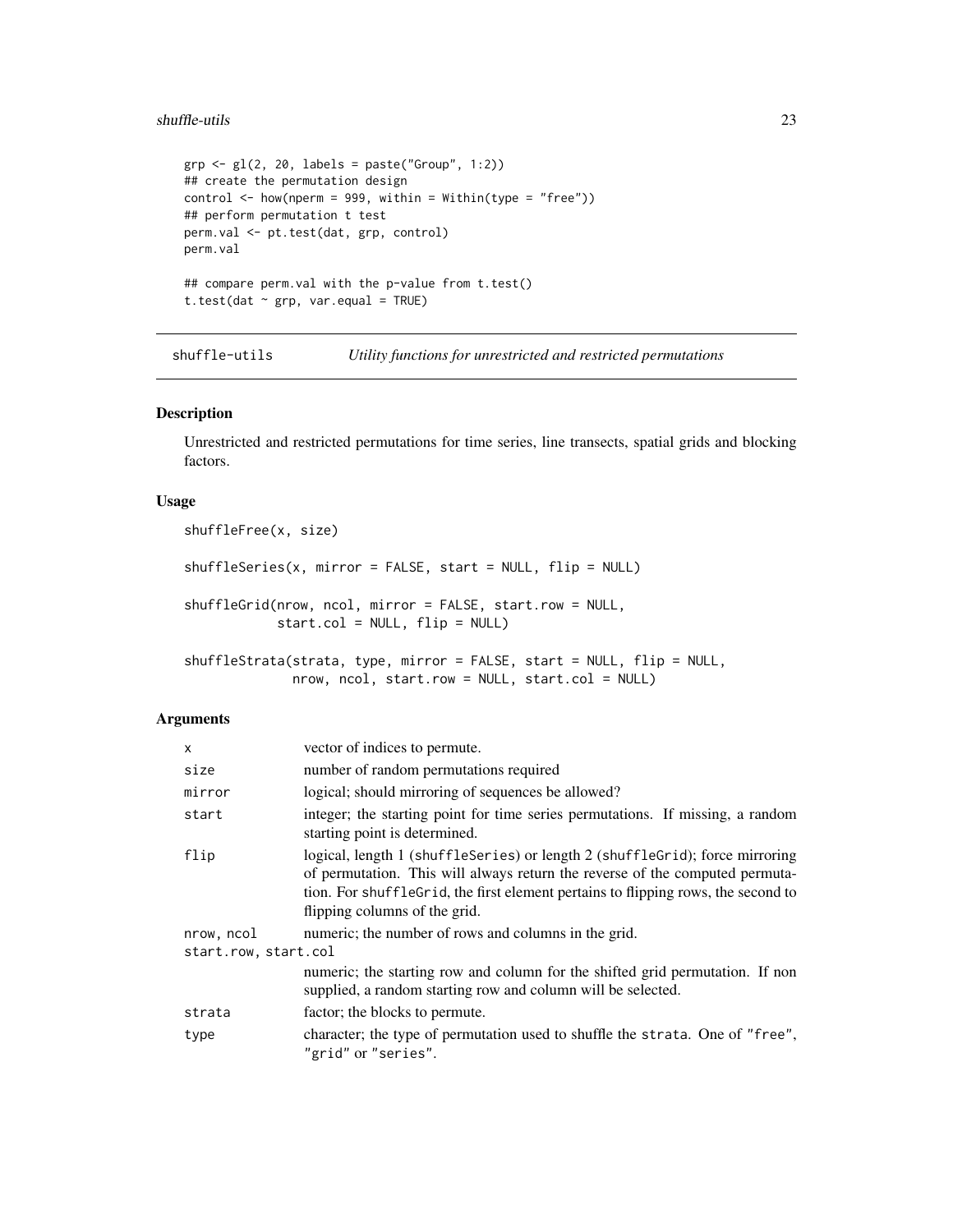```
grp <- gl(2, 20, labels = paste("Group", 1:2))
## create the permutation design
control <- how(nperm = 999, within = Within(type = "free"))
## perform permutation t test
perm.val <- pt.test(dat, grp, control)
perm.val

## compare perm.val with the p-value from t.test()
t.test(dat ~ grp, var.equal = TRUE)
```

## shuffle-utils — *Utility functions for unrestricted and restricted permutations*

### Description

Unrestricted and restricted permutations for time series, line transects, spatial grids and blocking factors.

### Usage

```
shuffleFree(x, size)

shuffleSeries(x, mirror = FALSE, start = NULL, flip = NULL)

shuffleGrid(nrow, ncol, mirror = FALSE, start.row = NULL,
            start.col = NULL, flip = NULL)

shuffleStrata(strata, type, mirror = FALSE, start = NULL, flip = NULL,
              nrow, ncol, start.row = NULL, start.col = NULL)
```

### Arguments

| | |
|---|---|
| `x` | vector of indices to permute. |
| `size` | number of random permutations required |
| `mirror` | logical; should mirroring of sequences be allowed? |
| `start` | integer; the starting point for time series permutations. If missing, a random starting point is determined. |
| `flip` | logical, length 1 (`shuffleSeries`) or length 2 (`shuffleGrid`); force mirroring of permutation. This will always return the reverse of the computed permutation. For `shuffleGrid`, the first element pertains to flipping rows, the second to flipping columns of the grid. |
| `nrow, ncol` | numeric; the number of rows and columns in the grid. |
| `start.row, start.col` | numeric; the starting row and column for the shifted grid permutation. If non supplied, a random starting row and column will be selected. |
| `strata` | factor; the blocks to permute. |
| `type` | character; the type of permutation used to shuffle the `strata`. One of `"free"`, `"grid"` or `"series"`. |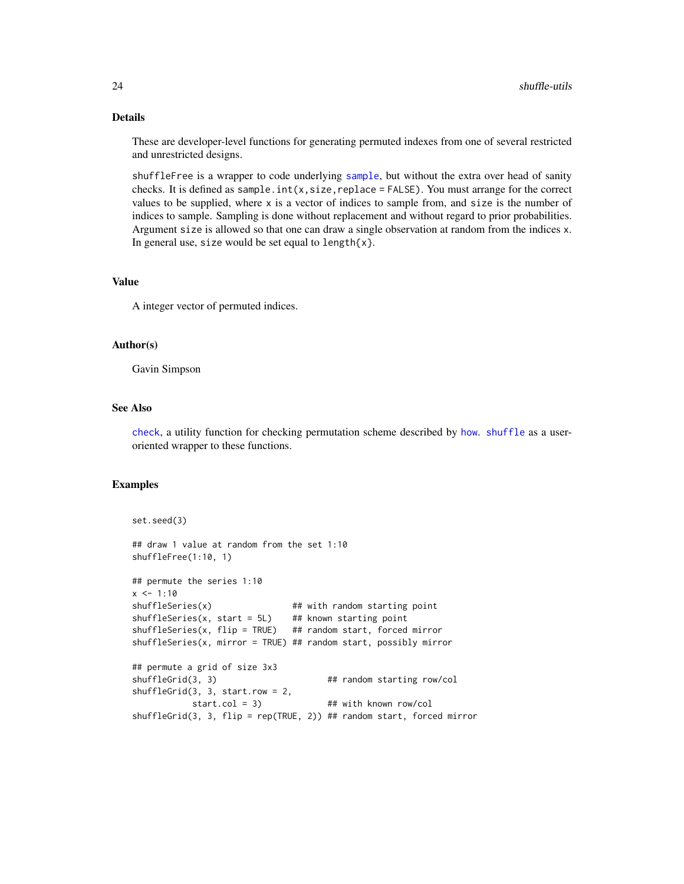## Details

These are developer-level functions for generating permuted indexes from one of several restricted and unrestricted designs.

`shuffleFree` is a wrapper to code underlying `sample`, but without the extra over head of sanity checks. It is defined as `sample.int(x,size,replace = FALSE)`. You must arrange for the correct values to be supplied, where `x` is a vector of indices to sample from, and `size` is the number of indices to sample. Sampling is done without replacement and without regard to prior probabilities. Argument `size` is allowed so that one can draw a single observation at random from the indices `x`. In general use, `size` would be set equal to `length{x}`.

## Value

A integer vector of permuted indices.

## Author(s)

Gavin Simpson

## See Also

`check`, a utility function for checking permutation scheme described by `how`. `shuffle` as a user-oriented wrapper to these functions.

## Examples

```
set.seed(3)

## draw 1 value at random from the set 1:10
shuffleFree(1:10, 1)

## permute the series 1:10
x <- 1:10
shuffleSeries(x)                ## with random starting point
shuffleSeries(x, start = 5L)    ## known starting point
shuffleSeries(x, flip = TRUE)   ## random start, forced mirror
shuffleSeries(x, mirror = TRUE) ## random start, possibly mirror

## permute a grid of size 3x3
shuffleGrid(3, 3)                      ## random starting row/col
shuffleGrid(3, 3, start.row = 2,
            start.col = 3)             ## with known row/col
shuffleGrid(3, 3, flip = rep(TRUE, 2)) ## random start, forced mirror
```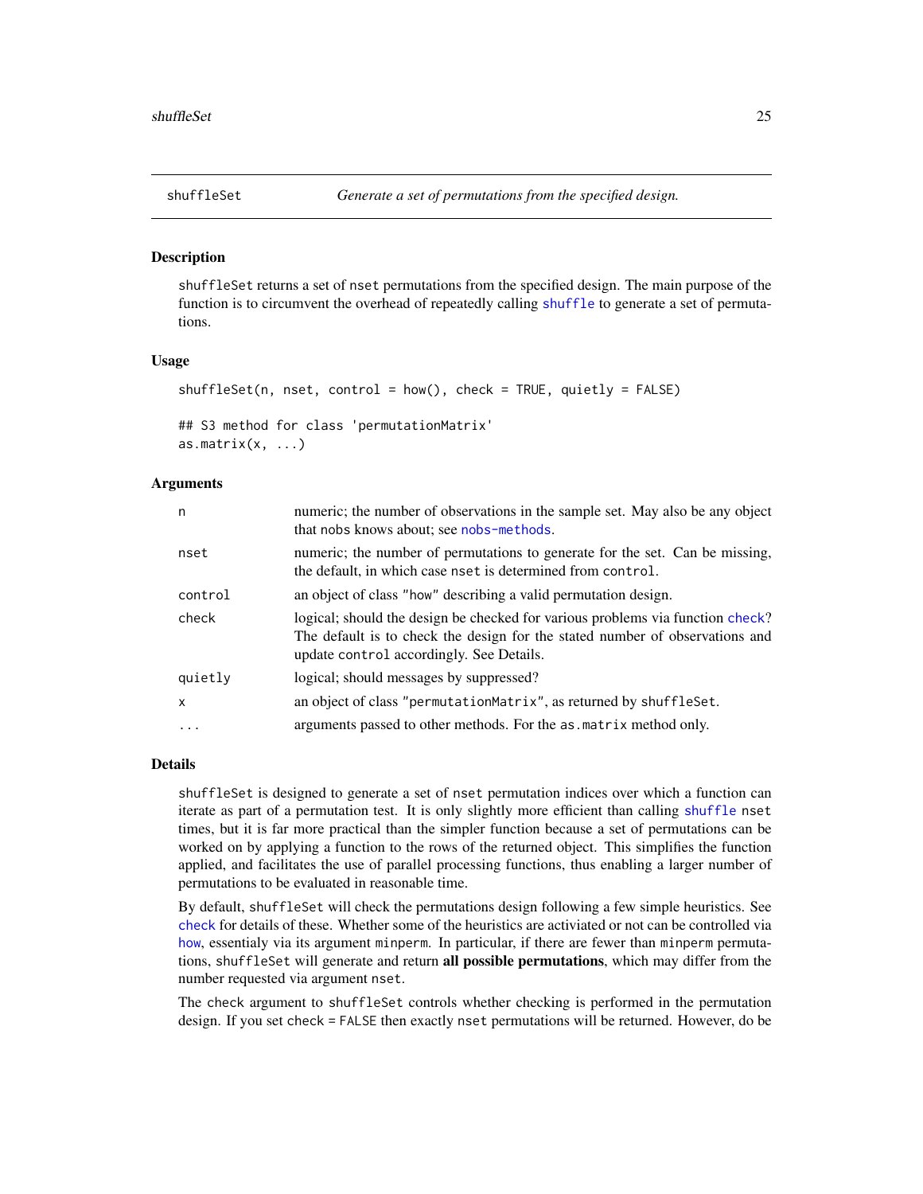## shuffleSet — *Generate a set of permutations from the specified design.*

### Description

`shuffleSet` returns a set of `nset` permutations from the specified design. The main purpose of the function is to circumvent the overhead of repeatedly calling `shuffle` to generate a set of permutations.

### Usage

```
shuffleSet(n, nset, control = how(), check = TRUE, quietly = FALSE)

## S3 method for class 'permutationMatrix'
as.matrix(x, ...)
```

### Arguments

| | |
|---|---|
| `n` | numeric; the number of observations in the sample set. May also be any object that `nobs` knows about; see `nobs-methods`. |
| `nset` | numeric; the number of permutations to generate for the set. Can be missing, the default, in which case `nset` is determined from `control`. |
| `control` | an object of class `"how"` describing a valid permutation design. |
| `check` | logical; should the design be checked for various problems via function `check`? The default is to check the design for the stated number of observations and update `control` accordingly. See Details. |
| `quietly` | logical; should messages by suppressed? |
| `x` | an object of class `"permutationMatrix"`, as returned by `shuffleSet`. |
| `...` | arguments passed to other methods. For the `as.matrix` method only. |

### Details

`shuffleSet` is designed to generate a set of `nset` permutation indices over which a function can iterate as part of a permutation test. It is only slightly more efficient than calling `shuffle` `nset` times, but it is far more practical than the simpler function because a set of permutations can be worked on by applying a function to the rows of the returned object. This simplifies the function applied, and facilitates the use of parallel processing functions, thus enabling a larger number of permutations to be evaluated in reasonable time.

By default, `shuffleSet` will check the permutations design following a few simple heuristics. See `check` for details of these. Whether some of the heuristics are activiated or not can be controlled via `how`, essentialy via its argument `minperm`. In particular, if there are fewer than `minperm` permutations, `shuffleSet` will generate and return **all possible permutations**, which may differ from the number requested via argument `nset`.

The `check` argument to `shuffleSet` controls whether checking is performed in the permutation design. If you set `check = FALSE` then exactly `nset` permutations will be returned. However, do be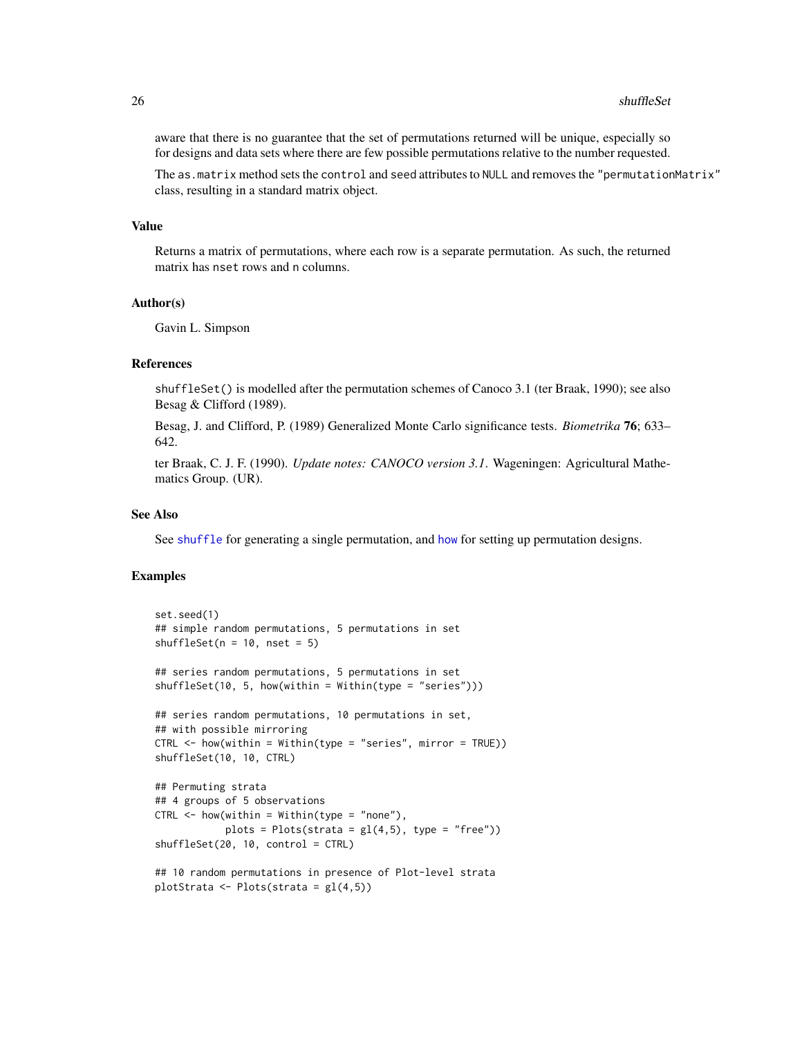aware that there is no guarantee that the set of permutations returned will be unique, especially so for designs and data sets where there are few possible permutations relative to the number requested.

The `as.matrix` method sets the `control` and `seed` attributes to `NULL` and removes the `"permutationMatrix"` class, resulting in a standard matrix object.

## Value

Returns a matrix of permutations, where each row is a separate permutation. As such, the returned matrix has `nset` rows and `n` columns.

## Author(s)

Gavin L. Simpson

## References

`shuffleSet()` is modelled after the permutation schemes of Canoco 3.1 (ter Braak, 1990); see also Besag & Clifford (1989).

Besag, J. and Clifford, P. (1989) Generalized Monte Carlo significance tests. *Biometrika* **76**; 633–642.

ter Braak, C. J. F. (1990). *Update notes: CANOCO version 3.1*. Wageningen: Agricultural Mathematics Group. (UR).

## See Also

See `shuffle` for generating a single permutation, and `how` for setting up permutation designs.

## Examples

```
set.seed(1)
## simple random permutations, 5 permutations in set
shuffleSet(n = 10, nset = 5)

## series random permutations, 5 permutations in set
shuffleSet(10, 5, how(within = Within(type = "series")))

## series random permutations, 10 permutations in set,
## with possible mirroring
CTRL <- how(within = Within(type = "series", mirror = TRUE))
shuffleSet(10, 10, CTRL)

## Permuting strata
## 4 groups of 5 observations
CTRL <- how(within = Within(type = "none"),
            plots = Plots(strata = gl(4,5), type = "free"))
shuffleSet(20, 10, control = CTRL)

## 10 random permutations in presence of Plot-level strata
plotStrata <- Plots(strata = gl(4,5))
```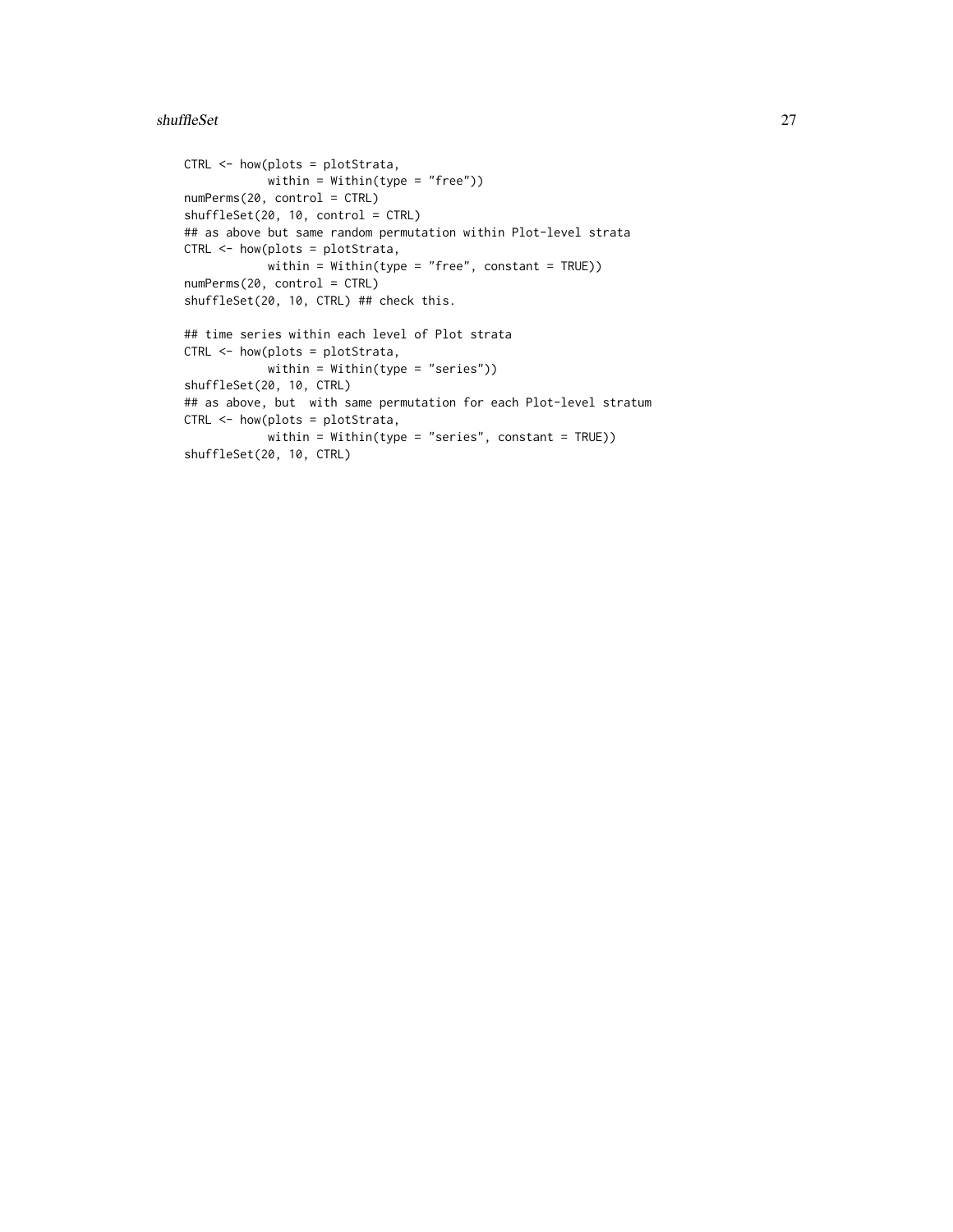```
CTRL <- how(plots = plotStrata,
            within = Within(type = "free"))
numPerms(20, control = CTRL)
shuffleSet(20, 10, control = CTRL)
## as above but same random permutation within Plot-level strata
CTRL <- how(plots = plotStrata,
            within = Within(type = "free", constant = TRUE))
numPerms(20, control = CTRL)
shuffleSet(20, 10, CTRL) ## check this.

## time series within each level of Plot strata
CTRL <- how(plots = plotStrata,
            within = Within(type = "series"))
shuffleSet(20, 10, CTRL)
## as above, but  with same permutation for each Plot-level stratum
CTRL <- how(plots = plotStrata,
            within = Within(type = "series", constant = TRUE))
shuffleSet(20, 10, CTRL)
```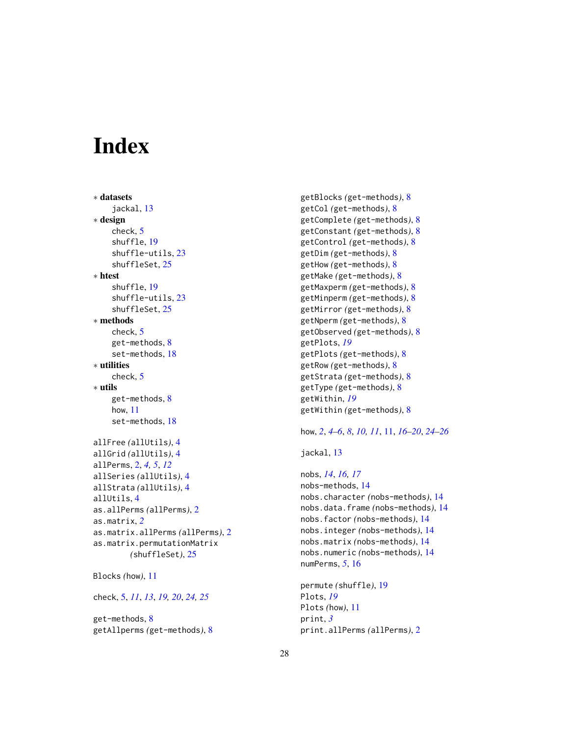# Index

∗ **datasets**
  jackal, 13

∗ **design**
  check, 5
  shuffle, 19
  shuffle-utils, 23
  shuffleSet, 25

∗ **htest**
  shuffle, 19
  shuffle-utils, 23
  shuffleSet, 25

∗ **methods**
  check, 5
  get-methods, 8
  set-methods, 18

∗ **utilities**
  check, 5

∗ **utils**
  get-methods, 8
  how, 11
  set-methods, 18

allFree *(*allUtils*)*, 4
allGrid *(*allUtils*)*, 4
allPerms, 2, *4*, *5*, *12*
allSeries *(*allUtils*)*, 4
allStrata *(*allUtils*)*, 4
allUtils, 4
as.allPerms *(*allPerms*)*, 2
as.matrix, *2*
as.matrix.allPerms *(*allPerms*)*, 2
as.matrix.permutationMatrix *(*shuffleSet*)*, 25

Blocks *(*how*)*, 11

check, 5, *11*, *13*, *19, 20*, *24, 25*

get-methods, 8
getAllperms *(*get-methods*)*, 8
getBlocks *(*get-methods*)*, 8
getCol *(*get-methods*)*, 8
getComplete *(*get-methods*)*, 8
getConstant *(*get-methods*)*, 8
getControl *(*get-methods*)*, 8
getDim *(*get-methods*)*, 8
getHow *(*get-methods*)*, 8
getMake *(*get-methods*)*, 8
getMaxperm *(*get-methods*)*, 8
getMinperm *(*get-methods*)*, 8
getMirror *(*get-methods*)*, 8
getNperm *(*get-methods*)*, 8
getObserved *(*get-methods*)*, 8
getPlots, *19*
getPlots *(*get-methods*)*, 8
getRow *(*get-methods*)*, 8
getStrata *(*get-methods*)*, 8
getType *(*get-methods*)*, 8
getWithin, *19*
getWithin *(*get-methods*)*, 8

how, *2*, *4–6*, *8*, *10, 11*, 11, *16–20*, *24–26*

jackal, 13

nobs, *14*, *16, 17*
nobs-methods, 14
nobs.character *(*nobs-methods*)*, 14
nobs.data.frame *(*nobs-methods*)*, 14
nobs.factor *(*nobs-methods*)*, 14
nobs.integer *(*nobs-methods*)*, 14
nobs.matrix *(*nobs-methods*)*, 14
nobs.numeric *(*nobs-methods*)*, 14
numPerms, *5*, 16

permute *(*shuffle*)*, 19
Plots, *19*
Plots *(*how*)*, 11
print, *3*
print.allPerms *(*allPerms*)*, 2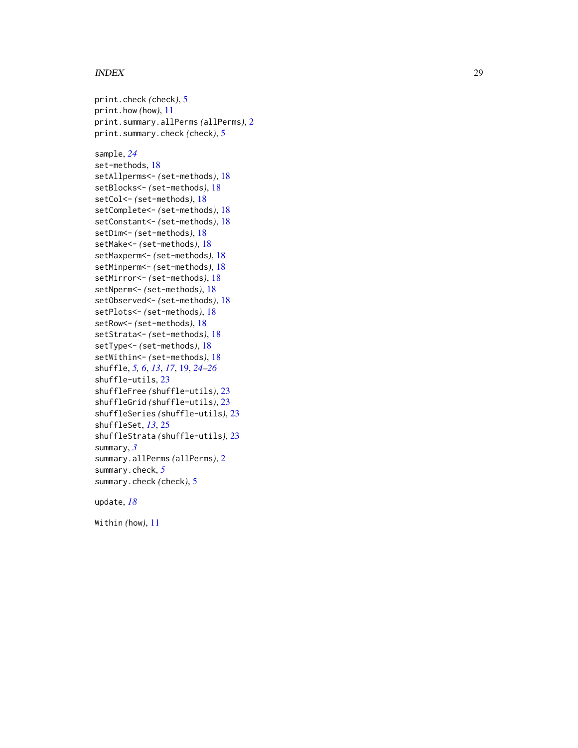print.check *(*check*)*, 5
print.how *(*how*)*, 11
print.summary.allPerms *(*allPerms*)*, 2
print.summary.check *(*check*)*, 5

sample, *24*
set-methods, 18
setAllperms<- *(*set-methods*)*, 18
setBlocks<- *(*set-methods*)*, 18
setCol<- *(*set-methods*)*, 18
setComplete<- *(*set-methods*)*, 18
setConstant<- *(*set-methods*)*, 18
setDim<- *(*set-methods*)*, 18
setMake<- *(*set-methods*)*, 18
setMaxperm<- *(*set-methods*)*, 18
setMinperm<- *(*set-methods*)*, 18
setMirror<- *(*set-methods*)*, 18
setNperm<- *(*set-methods*)*, 18
setObserved<- *(*set-methods*)*, 18
setPlots<- *(*set-methods*)*, 18
setRow<- *(*set-methods*)*, 18
setStrata<- *(*set-methods*)*, 18
setType<- *(*set-methods*)*, 18
setWithin<- *(*set-methods*)*, 18
shuffle, *5, 6*, *13*, *17*, 19, *24–26*
shuffle-utils, 23
shuffleFree *(*shuffle-utils*)*, 23
shuffleGrid *(*shuffle-utils*)*, 23
shuffleSeries *(*shuffle-utils*)*, 23
shuffleSet, *13*, 25
shuffleStrata *(*shuffle-utils*)*, 23
summary, *3*
summary.allPerms *(*allPerms*)*, 2
summary.check, *5*
summary.check *(*check*)*, 5

update, *18*

Within *(*how*)*, 11